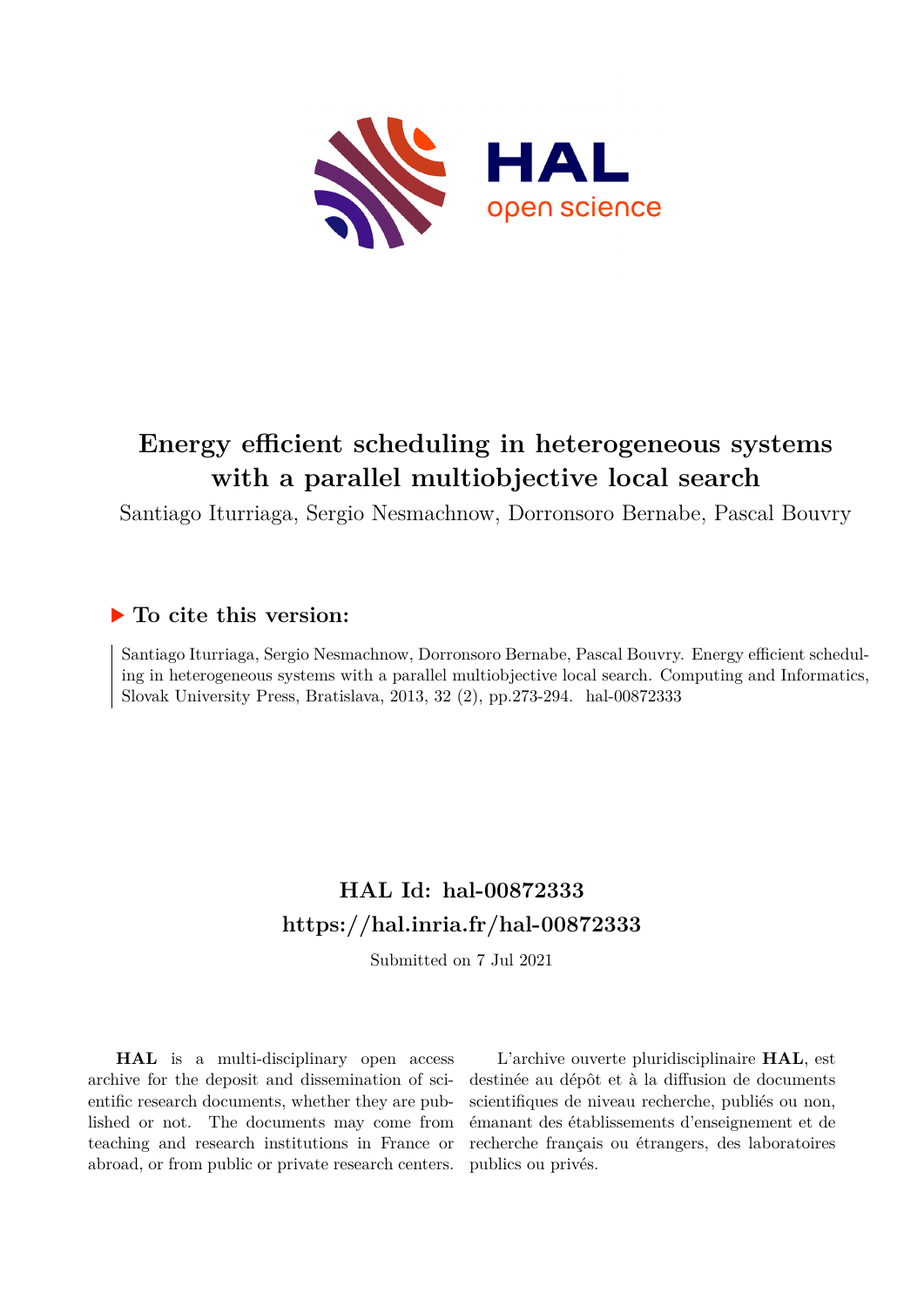# Energy efficient scheduling in heterogeneous systems with a parallel multiobjective local search

Santiago Iturriaga, Sergio Nesmachnow, Dorronsoro Bernabe, Pascal Bouvry

## ▶ To cite this version:

Santiago Iturriaga, Sergio Nesmachnow, Dorronsoro Bernabe, Pascal Bouvry. Energy efficient scheduling in heterogeneous systems with a parallel multiobjective local search. Computing and Informatics, Slovak University Press, Bratislava, 2013, 32 (2), pp.273-294. hal-00872333

## HAL Id: hal-00872333
## https://hal.inria.fr/hal-00872333

Submitted on 7 Jul 2021

**HAL** is a multi-disciplinary open access archive for the deposit and dissemination of scientific research documents, whether they are published or not. The documents may come from teaching and research institutions in France or abroad, or from public or private research centers.

L'archive ouverte pluridisciplinaire **HAL**, est destinée au dépôt et à la diffusion de documents scientifiques de niveau recherche, publiés ou non, émanant des établissements d'enseignement et de recherche français ou étrangers, des laboratoires publics ou privés.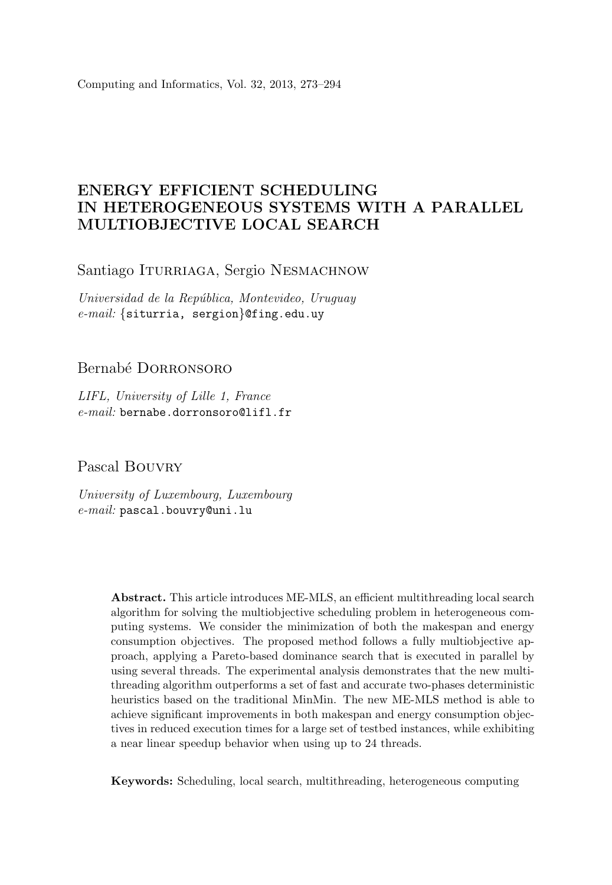# ENERGY EFFICIENT SCHEDULING IN HETEROGENEOUS SYSTEMS WITH A PARALLEL MULTIOBJECTIVE LOCAL SEARCH

Santiago Iturriaga, Sergio Nesmachnow

*Universidad de la República, Montevideo, Uruguay*
*e-mail:* {siturria, sergion}@fing.edu.uy

Bernabé Dorronsoro

*LIFL, University of Lille 1, France*
*e-mail:* bernabe.dorronsoro@lifl.fr

Pascal Bouvry

*University of Luxembourg, Luxembourg*
*e-mail:* pascal.bouvry@uni.lu

**Abstract.** This article introduces ME-MLS, an efficient multithreading local search algorithm for solving the multiobjective scheduling problem in heterogeneous computing systems. We consider the minimization of both the makespan and energy consumption objectives. The proposed method follows a fully multiobjective approach, applying a Pareto-based dominance search that is executed in parallel by using several threads. The experimental analysis demonstrates that the new multithreading algorithm outperforms a set of fast and accurate two-phases deterministic heuristics based on the traditional MinMin. The new ME-MLS method is able to achieve significant improvements in both makespan and energy consumption objectives in reduced execution times for a large set of testbed instances, while exhibiting a near linear speedup behavior when using up to 24 threads.

**Keywords:** Scheduling, local search, multithreading, heterogeneous computing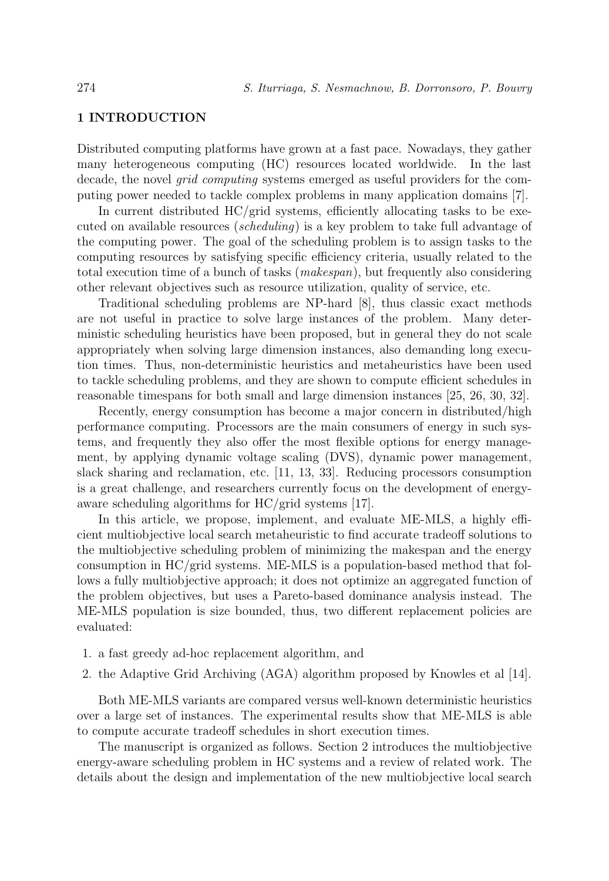## 1 INTRODUCTION

Distributed computing platforms have grown at a fast pace. Nowadays, they gather many heterogeneous computing (HC) resources located worldwide. In the last decade, the novel *grid computing* systems emerged as useful providers for the computing power needed to tackle complex problems in many application domains [7].

In current distributed HC/grid systems, efficiently allocating tasks to be executed on available resources (*scheduling*) is a key problem to take full advantage of the computing power. The goal of the scheduling problem is to assign tasks to the computing resources by satisfying specific efficiency criteria, usually related to the total execution time of a bunch of tasks (*makespan*), but frequently also considering other relevant objectives such as resource utilization, quality of service, etc.

Traditional scheduling problems are NP-hard [8], thus classic exact methods are not useful in practice to solve large instances of the problem. Many deterministic scheduling heuristics have been proposed, but in general they do not scale appropriately when solving large dimension instances, also demanding long execution times. Thus, non-deterministic heuristics and metaheuristics have been used to tackle scheduling problems, and they are shown to compute efficient schedules in reasonable timespans for both small and large dimension instances [25, 26, 30, 32].

Recently, energy consumption has become a major concern in distributed/high performance computing. Processors are the main consumers of energy in such systems, and frequently they also offer the most flexible options for energy management, by applying dynamic voltage scaling (DVS), dynamic power management, slack sharing and reclamation, etc. [11, 13, 33]. Reducing processors consumption is a great challenge, and researchers currently focus on the development of energy-aware scheduling algorithms for HC/grid systems [17].

In this article, we propose, implement, and evaluate ME-MLS, a highly efficient multiobjective local search metaheuristic to find accurate tradeoff solutions to the multiobjective scheduling problem of minimizing the makespan and the energy consumption in HC/grid systems. ME-MLS is a population-based method that follows a fully multiobjective approach; it does not optimize an aggregated function of the problem objectives, but uses a Pareto-based dominance analysis instead. The ME-MLS population is size bounded, thus, two different replacement policies are evaluated:

1. a fast greedy ad-hoc replacement algorithm, and
2. the Adaptive Grid Archiving (AGA) algorithm proposed by Knowles et al [14].

Both ME-MLS variants are compared versus well-known deterministic heuristics over a large set of instances. The experimental results show that ME-MLS is able to compute accurate tradeoff schedules in short execution times.

The manuscript is organized as follows. Section 2 introduces the multiobjective energy-aware scheduling problem in HC systems and a review of related work. The details about the design and implementation of the new multiobjective local search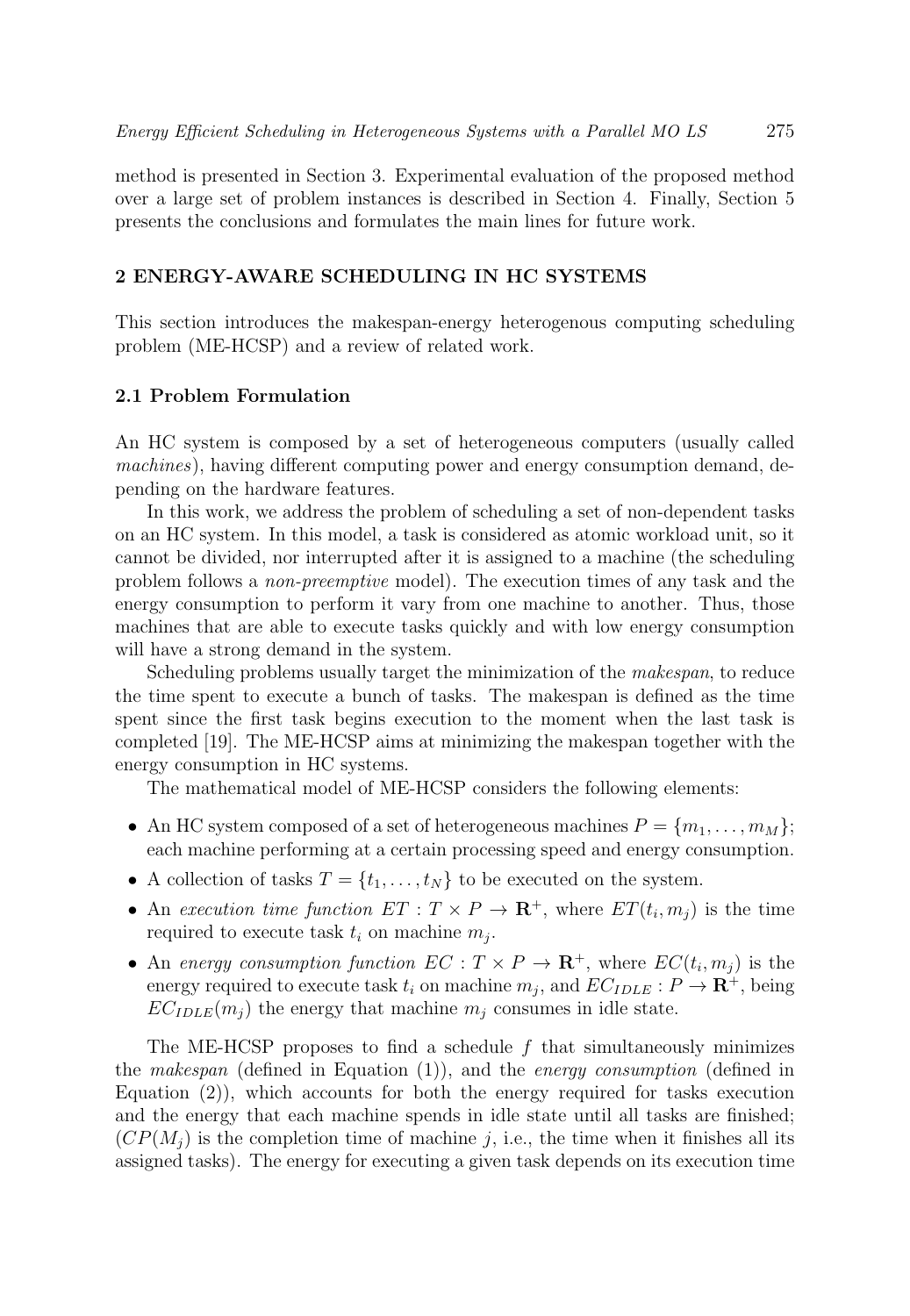method is presented in Section 3. Experimental evaluation of the proposed method over a large set of problem instances is described in Section 4. Finally, Section 5 presents the conclusions and formulates the main lines for future work.

## 2 ENERGY-AWARE SCHEDULING IN HC SYSTEMS

This section introduces the makespan-energy heterogenous computing scheduling problem (ME-HCSP) and a review of related work.

### 2.1 Problem Formulation

An HC system is composed by a set of heterogeneous computers (usually called *machines*), having different computing power and energy consumption demand, depending on the hardware features.

In this work, we address the problem of scheduling a set of non-dependent tasks on an HC system. In this model, a task is considered as atomic workload unit, so it cannot be divided, nor interrupted after it is assigned to a machine (the scheduling problem follows a *non-preemptive* model). The execution times of any task and the energy consumption to perform it vary from one machine to another. Thus, those machines that are able to execute tasks quickly and with low energy consumption will have a strong demand in the system.

Scheduling problems usually target the minimization of the *makespan*, to reduce the time spent to execute a bunch of tasks. The makespan is defined as the time spent since the first task begins execution to the moment when the last task is completed [19]. The ME-HCSP aims at minimizing the makespan together with the energy consumption in HC systems.

The mathematical model of ME-HCSP considers the following elements:

- An HC system composed of a set of heterogeneous machines $P = \{m_1, \ldots, m_M\}$; each machine performing at a certain processing speed and energy consumption.
- A collection of tasks $T = \{t_1, \ldots, t_N\}$ to be executed on the system.
- An *execution time function* $ET : T \times P \to \mathbf{R}^+$, where $ET(t_i, m_j)$ is the time required to execute task $t_i$ on machine $m_j$.
- An *energy consumption function* $EC : T \times P \to \mathbf{R}^+$, where $EC(t_i, m_j)$ is the energy required to execute task $t_i$ on machine $m_j$, and $EC_{IDLE} : P \to \mathbf{R}^+$, being $EC_{IDLE}(m_j)$ the energy that machine $m_j$ consumes in idle state.

The ME-HCSP proposes to find a schedule $f$ that simultaneously minimizes the *makespan* (defined in Equation (1)), and the *energy consumption* (defined in Equation (2)), which accounts for both the energy required for tasks execution and the energy that each machine spends in idle state until all tasks are finished; ($CP(M_j)$ is the completion time of machine $j$, i.e., the time when it finishes all its assigned tasks). The energy for executing a given task depends on its execution time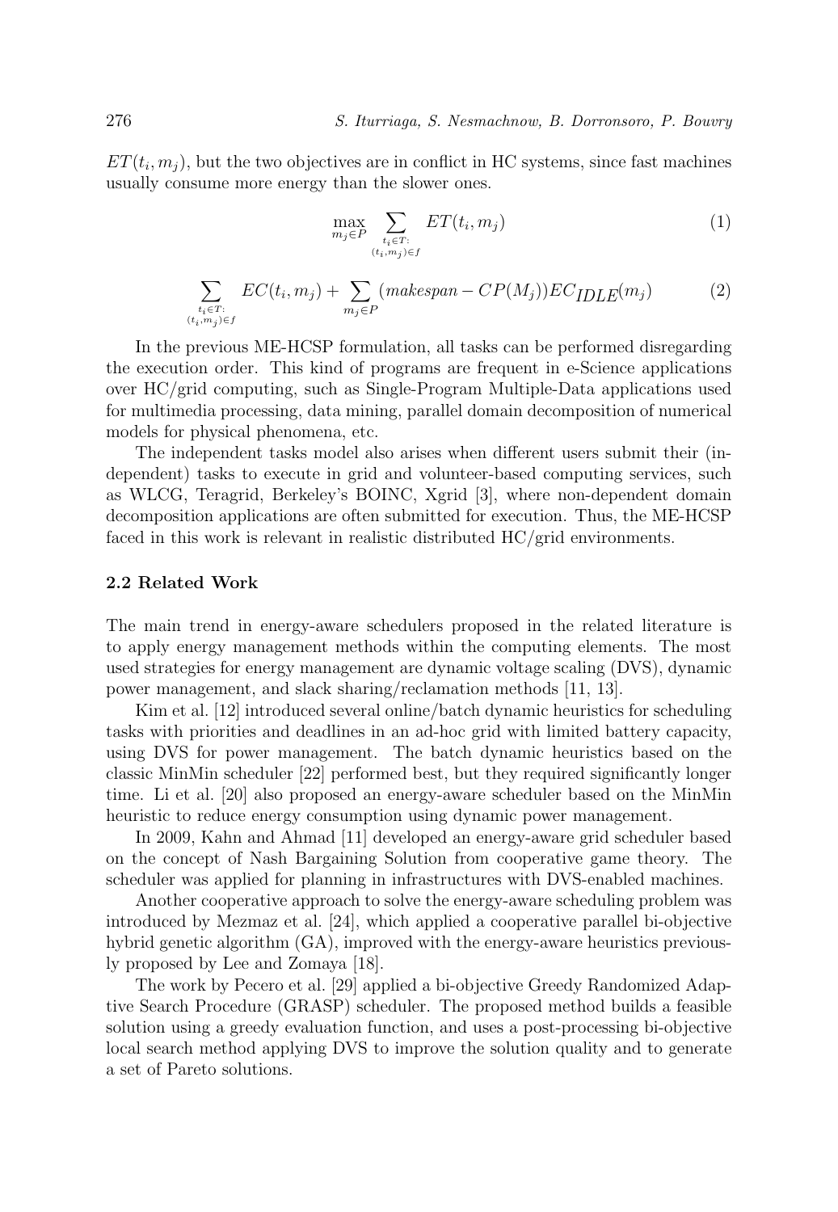$ET(t_i, m_j)$, but the two objectives are in conflict in HC systems, since fast machines usually consume more energy than the slower ones.

$$\max_{m_j \in P} \sum_{\substack{t_i \in T: \\ (t_i, m_j) \in f}} ET(t_i, m_j) \tag{1}$$

$$\sum_{\substack{t_i \in T: \\ (t_i, m_j) \in f}} EC(t_i, m_j) + \sum_{m_j \in P} (makespan - CP(M_j)) EC_{IDLE}(m_j) \tag{2}$$

In the previous ME-HCSP formulation, all tasks can be performed disregarding the execution order. This kind of programs are frequent in e-Science applications over HC/grid computing, such as Single-Program Multiple-Data applications used for multimedia processing, data mining, parallel domain decomposition of numerical models for physical phenomena, etc.

The independent tasks model also arises when different users submit their (independent) tasks to execute in grid and volunteer-based computing services, such as WLCG, Teragrid, Berkeley's BOINC, Xgrid [3], where non-dependent domain decomposition applications are often submitted for execution. Thus, the ME-HCSP faced in this work is relevant in realistic distributed HC/grid environments.

### 2.2 Related Work

The main trend in energy-aware schedulers proposed in the related literature is to apply energy management methods within the computing elements. The most used strategies for energy management are dynamic voltage scaling (DVS), dynamic power management, and slack sharing/reclamation methods [11, 13].

Kim et al. [12] introduced several online/batch dynamic heuristics for scheduling tasks with priorities and deadlines in an ad-hoc grid with limited battery capacity, using DVS for power management. The batch dynamic heuristics based on the classic MinMin scheduler [22] performed best, but they required significantly longer time. Li et al. [20] also proposed an energy-aware scheduler based on the MinMin heuristic to reduce energy consumption using dynamic power management.

In 2009, Kahn and Ahmad [11] developed an energy-aware grid scheduler based on the concept of Nash Bargaining Solution from cooperative game theory. The scheduler was applied for planning in infrastructures with DVS-enabled machines.

Another cooperative approach to solve the energy-aware scheduling problem was introduced by Mezmaz et al. [24], which applied a cooperative parallel bi-objective hybrid genetic algorithm (GA), improved with the energy-aware heuristics previously proposed by Lee and Zomaya [18].

The work by Pecero et al. [29] applied a bi-objective Greedy Randomized Adaptive Search Procedure (GRASP) scheduler. The proposed method builds a feasible solution using a greedy evaluation function, and uses a post-processing bi-objective local search method applying DVS to improve the solution quality and to generate a set of Pareto solutions.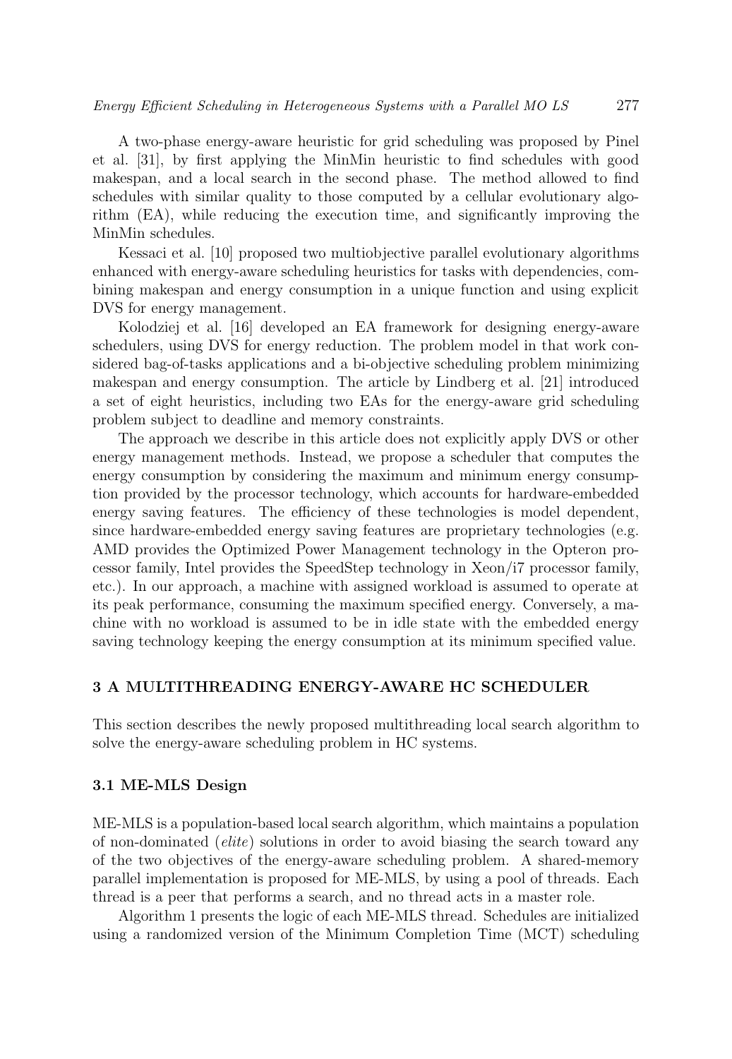A two-phase energy-aware heuristic for grid scheduling was proposed by Pinel et al. [31], by first applying the MinMin heuristic to find schedules with good makespan, and a local search in the second phase. The method allowed to find schedules with similar quality to those computed by a cellular evolutionary algorithm (EA), while reducing the execution time, and significantly improving the MinMin schedules.

Kessaci et al. [10] proposed two multiobjective parallel evolutionary algorithms enhanced with energy-aware scheduling heuristics for tasks with dependencies, combining makespan and energy consumption in a unique function and using explicit DVS for energy management.

Kolodziej et al. [16] developed an EA framework for designing energy-aware schedulers, using DVS for energy reduction. The problem model in that work considered bag-of-tasks applications and a bi-objective scheduling problem minimizing makespan and energy consumption. The article by Lindberg et al. [21] introduced a set of eight heuristics, including two EAs for the energy-aware grid scheduling problem subject to deadline and memory constraints.

The approach we describe in this article does not explicitly apply DVS or other energy management methods. Instead, we propose a scheduler that computes the energy consumption by considering the maximum and minimum energy consumption provided by the processor technology, which accounts for hardware-embedded energy saving features. The efficiency of these technologies is model dependent, since hardware-embedded energy saving features are proprietary technologies (e.g. AMD provides the Optimized Power Management technology in the Opteron processor family, Intel provides the SpeedStep technology in Xeon/i7 processor family, etc.). In our approach, a machine with assigned workload is assumed to operate at its peak performance, consuming the maximum specified energy. Conversely, a machine with no workload is assumed to be in idle state with the embedded energy saving technology keeping the energy consumption at its minimum specified value.

## 3 A MULTITHREADING ENERGY-AWARE HC SCHEDULER

This section describes the newly proposed multithreading local search algorithm to solve the energy-aware scheduling problem in HC systems.

### 3.1 ME-MLS Design

ME-MLS is a population-based local search algorithm, which maintains a population of non-dominated (*elite*) solutions in order to avoid biasing the search toward any of the two objectives of the energy-aware scheduling problem. A shared-memory parallel implementation is proposed for ME-MLS, by using a pool of threads. Each thread is a peer that performs a search, and no thread acts in a master role.

Algorithm 1 presents the logic of each ME-MLS thread. Schedules are initialized using a randomized version of the Minimum Completion Time (MCT) scheduling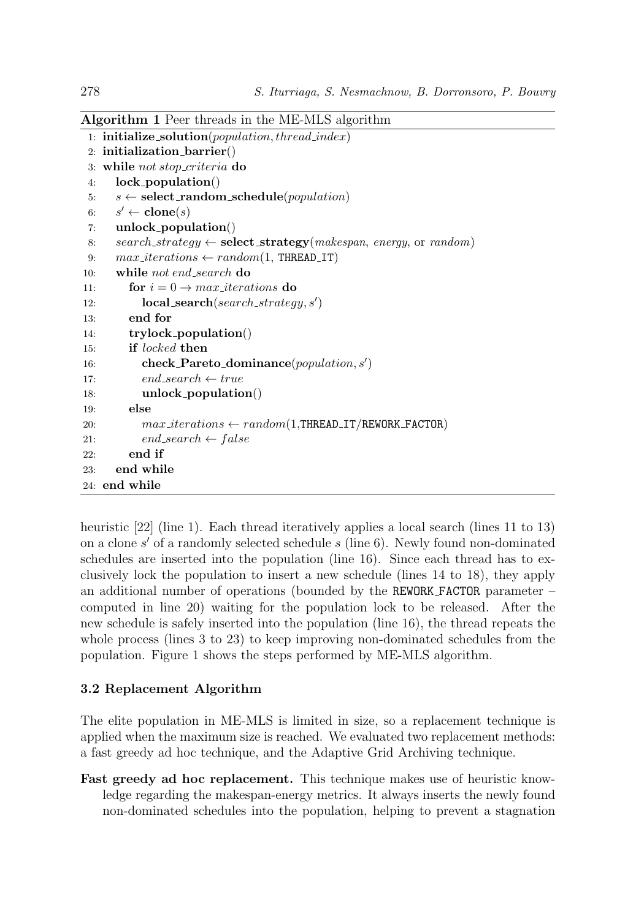**Algorithm 1** Peer threads in the ME-MLS algorithm

```
1: initialize_solution(population, thread_index)
2: initialization_barrier()
3: while not stop_criteria do
4:    lock_population()
5:    s ← select_random_schedule(population)
6:    s' ← clone(s)
7:    unlock_population()
8:    search_strategy ← select_strategy(makespan, energy, or random)
9:    max_iterations ← random(1, THREAD_IT)
10:   while not end_search do
11:      for i = 0 → max_iterations do
12:         local_search(search_strategy, s')
13:      end for
14:      trylock_population()
15:      if locked then
16:         check_Pareto_dominance(population, s')
17:         end_search ← true
18:         unlock_population()
19:      else
20:         max_iterations ← random(1,THREAD_IT/REWORK_FACTOR)
21:         end_search ← false
22:      end if
23:   end while
24: end while
```

heuristic [22] (line 1). Each thread iteratively applies a local search (lines 11 to 13) on a clone $s'$ of a randomly selected schedule $s$ (line 6). Newly found non-dominated schedules are inserted into the population (line 16). Since each thread has to exclusively lock the population to insert a new schedule (lines 14 to 18), they apply an additional number of operations (bounded by the REWORK_FACTOR parameter – computed in line 20) waiting for the population lock to be released. After the new schedule is safely inserted into the population (line 16), the thread repeats the whole process (lines 3 to 23) to keep improving non-dominated schedules from the population. Figure 1 shows the steps performed by ME-MLS algorithm.

### 3.2 Replacement Algorithm

The elite population in ME-MLS is limited in size, so a replacement technique is applied when the maximum size is reached. We evaluated two replacement methods: a fast greedy ad hoc technique, and the Adaptive Grid Archiving technique.

**Fast greedy ad hoc replacement.** This technique makes use of heuristic knowledge regarding the makespan-energy metrics. It always inserts the newly found non-dominated schedules into the population, helping to prevent a stagnation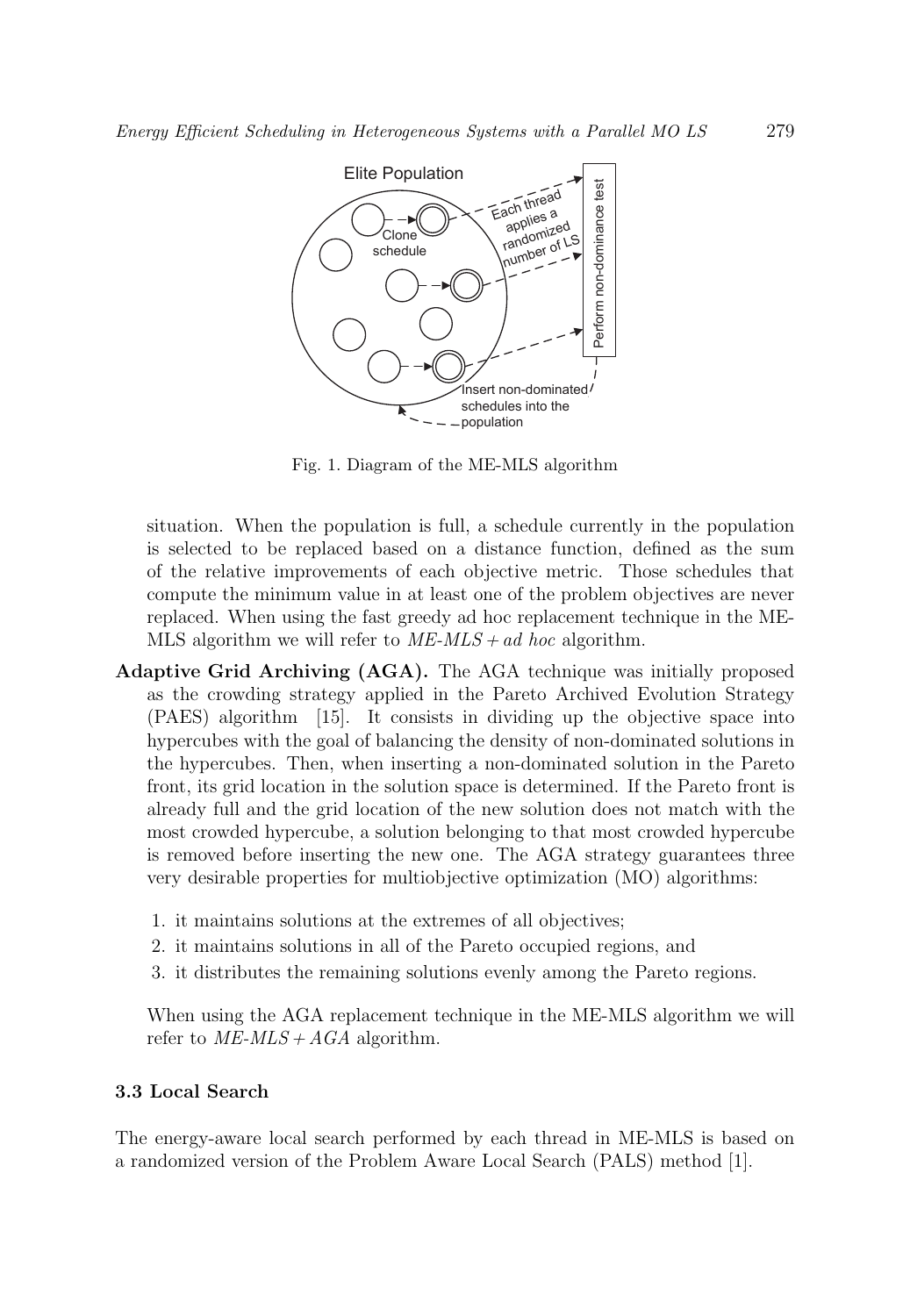Fig. 1. Diagram of the ME-MLS algorithm

situation. When the population is full, a schedule currently in the population is selected to be replaced based on a distance function, defined as the sum of the relative improvements of each objective metric. Those schedules that compute the minimum value in at least one of the problem objectives are never replaced. When using the fast greedy ad hoc replacement technique in the ME-MLS algorithm we will refer to *ME-MLS + ad hoc* algorithm.

**Adaptive Grid Archiving (AGA).** The AGA technique was initially proposed as the crowding strategy applied in the Pareto Archived Evolution Strategy (PAES) algorithm [15]. It consists in dividing up the objective space into hypercubes with the goal of balancing the density of non-dominated solutions in the hypercubes. Then, when inserting a non-dominated solution in the Pareto front, its grid location in the solution space is determined. If the Pareto front is already full and the grid location of the new solution does not match with the most crowded hypercube, a solution belonging to that most crowded hypercube is removed before inserting the new one. The AGA strategy guarantees three very desirable properties for multiobjective optimization (MO) algorithms:

1. it maintains solutions at the extremes of all objectives;
2. it maintains solutions in all of the Pareto occupied regions, and
3. it distributes the remaining solutions evenly among the Pareto regions.

When using the AGA replacement technique in the ME-MLS algorithm we will refer to *ME-MLS + AGA* algorithm.

### 3.3 Local Search

The energy-aware local search performed by each thread in ME-MLS is based on a randomized version of the Problem Aware Local Search (PALS) method [1].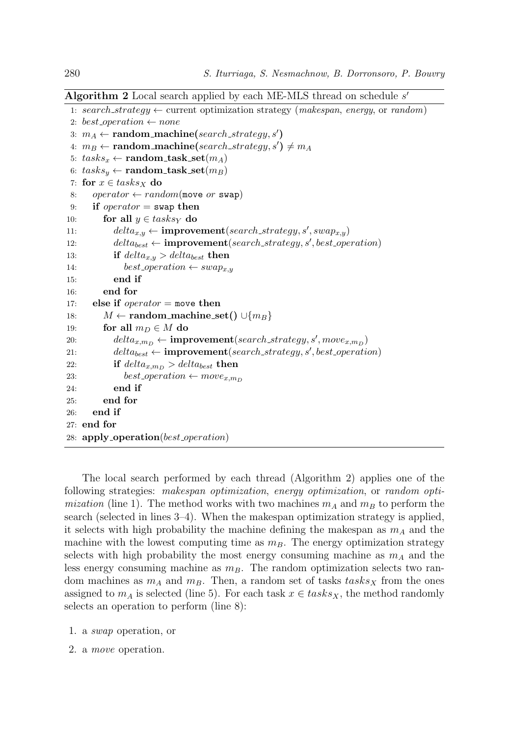**Algorithm 2** Local search applied by each ME-MLS thread on schedule $s'$

```
1:  search_strategy ← current optimization strategy (makespan, energy, or random)
2:  best_operation ← none
3:  m_A ← random_machine(search_strategy, s')
4:  m_B ← random_machine(search_strategy, s') ≠ m_A
5:  tasks_x ← random_task_set(m_A)
6:  tasks_y ← random_task_set(m_B)
7:  for x ∈ tasks_X do
8:     operator ← random(move or swap)
9:     if operator = swap then
10:       for all y ∈ tasks_Y do
11:          delta_{x,y} ← improvement(search_strategy, s', swap_{x,y})
12:          delta_best ← improvement(search_strategy, s', best_operation)
13:          if delta_{x,y} > delta_best then
14:             best_operation ← swap_{x,y}
15:          end if
16:       end for
17:    else if operator = move then
18:       M ← random_machine_set() ∪{m_B}
19:       for all m_D ∈ M do
20:          delta_{x,m_D} ← improvement(search_strategy, s', move_{x,m_D})
21:          delta_best ← improvement(search_strategy, s', best_operation)
22:          if delta_{x,m_D} > delta_best then
23:             best_operation ← move_{x,m_D}
24:          end if
25:       end for
26:    end if
27: end for
28: apply_operation(best_operation)
```

The local search performed by each thread (Algorithm 2) applies one of the following strategies: *makespan optimization*, *energy optimization*, or *random optimization* (line 1). The method works with two machines $m_A$ and $m_B$ to perform the search (selected in lines 3–4). When the makespan optimization strategy is applied, it selects with high probability the machine defining the makespan as $m_A$ and the machine with the lowest computing time as $m_B$. The energy optimization strategy selects with high probability the most energy consuming machine as $m_A$ and the less energy consuming machine as $m_B$. The random optimization selects two random machines as $m_A$ and $m_B$. Then, a random set of tasks $tasks_X$ from the ones assigned to $m_A$ is selected (line 5). For each task $x \in tasks_X$, the method randomly selects an operation to perform (line 8):

1. a *swap* operation, or
2. a *move* operation.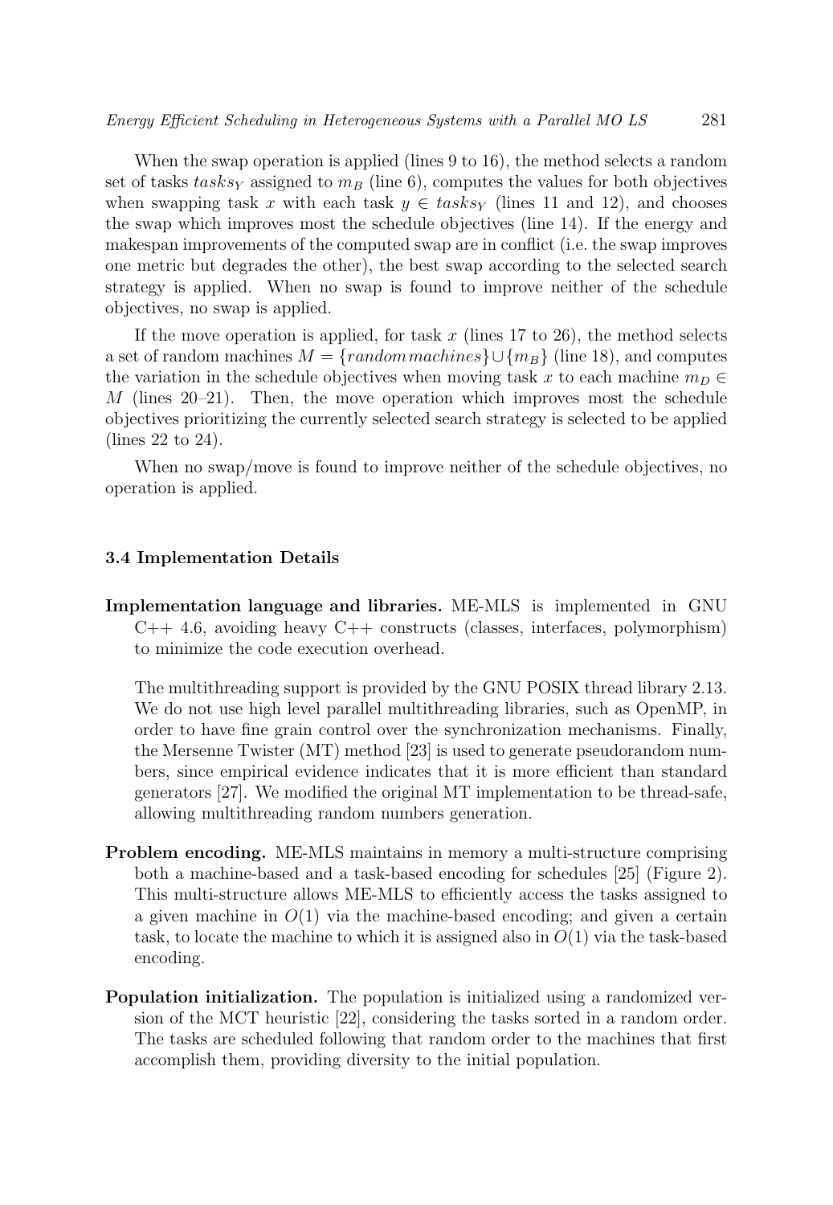When the swap operation is applied (lines 9 to 16), the method selects a random set of tasks $tasks_Y$ assigned to $m_B$ (line 6), computes the values for both objectives when swapping task $x$ with each task $y \in tasks_Y$ (lines 11 and 12), and chooses the swap which improves most the schedule objectives (line 14). If the energy and makespan improvements of the computed swap are in conflict (i.e. the swap improves one metric but degrades the other), the best swap according to the selected search strategy is applied. When no swap is found to improve neither of the schedule objectives, no swap is applied.

If the move operation is applied, for task $x$ (lines 17 to 26), the method selects a set of random machines $M = \{random\, machines\} \cup \{m_B\}$ (line 18), and computes the variation in the schedule objectives when moving task $x$ to each machine $m_D \in M$ (lines 20–21). Then, the move operation which improves most the schedule objectives prioritizing the currently selected search strategy is selected to be applied (lines 22 to 24).

When no swap/move is found to improve neither of the schedule objectives, no operation is applied.

### 3.4 Implementation Details

**Implementation language and libraries.** ME-MLS is implemented in GNU C++ 4.6, avoiding heavy C++ constructs (classes, interfaces, polymorphism) to minimize the code execution overhead.

The multithreading support is provided by the GNU POSIX thread library 2.13. We do not use high level parallel multithreading libraries, such as OpenMP, in order to have fine grain control over the synchronization mechanisms. Finally, the Mersenne Twister (MT) method [23] is used to generate pseudorandom numbers, since empirical evidence indicates that it is more efficient than standard generators [27]. We modified the original MT implementation to be thread-safe, allowing multithreading random numbers generation.

**Problem encoding.** ME-MLS maintains in memory a multi-structure comprising both a machine-based and a task-based encoding for schedules [25] (Figure 2). This multi-structure allows ME-MLS to efficiently access the tasks assigned to a given machine in $O(1)$ via the machine-based encoding; and given a certain task, to locate the machine to which it is assigned also in $O(1)$ via the task-based encoding.

**Population initialization.** The population is initialized using a randomized version of the MCT heuristic [22], considering the tasks sorted in a random order. The tasks are scheduled following that random order to the machines that first accomplish them, providing diversity to the initial population.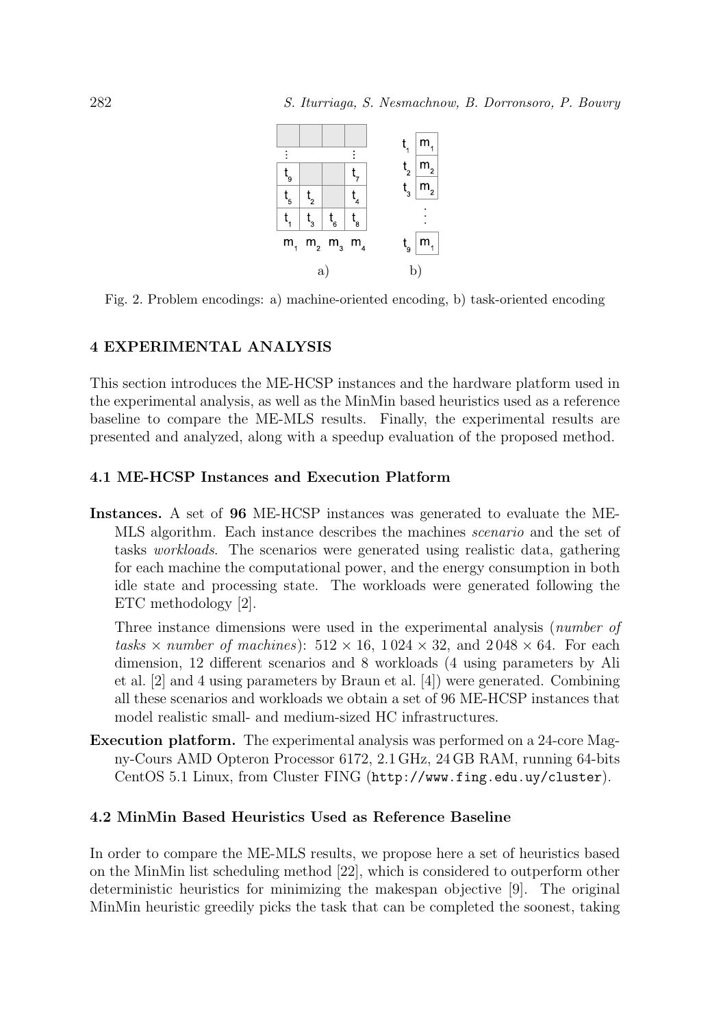Fig. 2. Problem encodings: a) machine-oriented encoding, b) task-oriented encoding

## 4 EXPERIMENTAL ANALYSIS

This section introduces the ME-HCSP instances and the hardware platform used in the experimental analysis, as well as the MinMin based heuristics used as a reference baseline to compare the ME-MLS results. Finally, the experimental results are presented and analyzed, along with a speedup evaluation of the proposed method.

### 4.1 ME-HCSP Instances and Execution Platform

**Instances.** A set of **96** ME-HCSP instances was generated to evaluate the ME-MLS algorithm. Each instance describes the machines *scenario* and the set of tasks *workloads*. The scenarios were generated using realistic data, gathering for each machine the computational power, and the energy consumption in both idle state and processing state. The workloads were generated following the ETC methodology [2].

Three instance dimensions were used in the experimental analysis (*number of tasks* × *number of machines*): $512 \times 16$, $1\,024 \times 32$, and $2\,048 \times 64$. For each dimension, 12 different scenarios and 8 workloads (4 using parameters by Ali et al. [2] and 4 using parameters by Braun et al. [4]) were generated. Combining all these scenarios and workloads we obtain a set of 96 ME-HCSP instances that model realistic small- and medium-sized HC infrastructures.

**Execution platform.** The experimental analysis was performed on a 24-core Magny-Cours AMD Opteron Processor 6172, 2.1 GHz, 24 GB RAM, running 64-bits CentOS 5.1 Linux, from Cluster FING (`http://www.fing.edu.uy/cluster`).

### 4.2 MinMin Based Heuristics Used as Reference Baseline

In order to compare the ME-MLS results, we propose here a set of heuristics based on the MinMin list scheduling method [22], which is considered to outperform other deterministic heuristics for minimizing the makespan objective [9]. The original MinMin heuristic greedily picks the task that can be completed the soonest, taking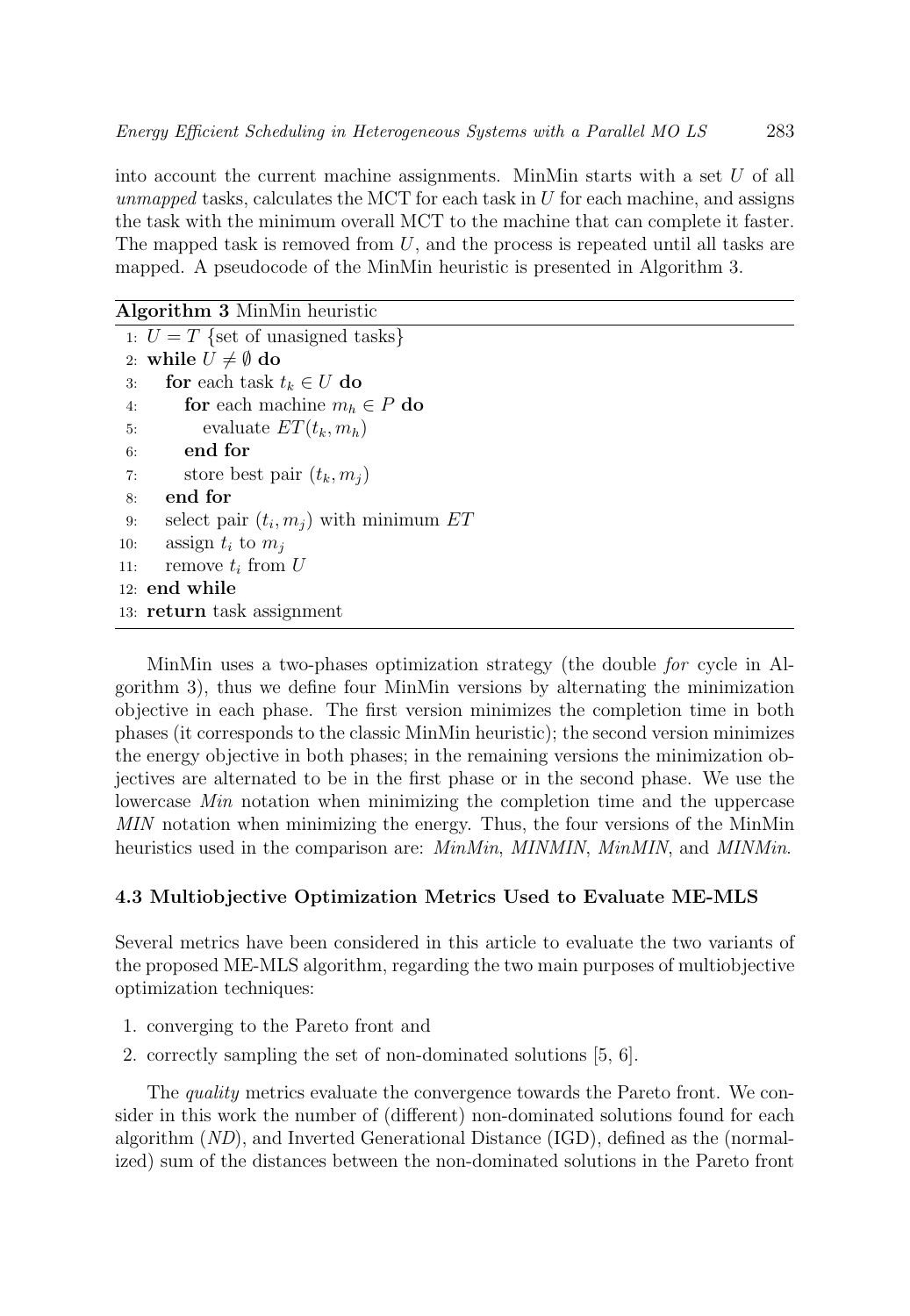into account the current machine assignments. MinMin starts with a set $U$ of all *unmapped* tasks, calculates the MCT for each task in $U$ for each machine, and assigns the task with the minimum overall MCT to the machine that can complete it faster. The mapped task is removed from $U$, and the process is repeated until all tasks are mapped. A pseudocode of the MinMin heuristic is presented in Algorithm 3.

**Algorithm 3** MinMin heuristic

```
1:  U = T {set of unasigned tasks}
2:  while U ≠ ∅ do
3:     for each task t_k ∈ U do
4:        for each machine m_h ∈ P do
5:           evaluate ET(t_k, m_h)
6:        end for
7:        store best pair (t_k, m_j)
8:     end for
9:     select pair (t_i, m_j) with minimum ET
10:    assign t_i to m_j
11:    remove t_i from U
12: end while
13: return task assignment
```

MinMin uses a two-phases optimization strategy (the double *for* cycle in Algorithm 3), thus we define four MinMin versions by alternating the minimization objective in each phase. The first version minimizes the completion time in both phases (it corresponds to the classic MinMin heuristic); the second version minimizes the energy objective in both phases; in the remaining versions the minimization objectives are alternated to be in the first phase or in the second phase. We use the lowercase *Min* notation when minimizing the completion time and the uppercase *MIN* notation when minimizing the energy. Thus, the four versions of the MinMin heuristics used in the comparison are: *MinMin*, *MINMIN*, *MinMIN*, and *MINMin*.

### 4.3 Multiobjective Optimization Metrics Used to Evaluate ME-MLS

Several metrics have been considered in this article to evaluate the two variants of the proposed ME-MLS algorithm, regarding the two main purposes of multiobjective optimization techniques:

1. converging to the Pareto front and
2. correctly sampling the set of non-dominated solutions [5, 6].

The *quality* metrics evaluate the convergence towards the Pareto front. We consider in this work the number of (different) non-dominated solutions found for each algorithm (*ND*), and Inverted Generational Distance (IGD), defined as the (normalized) sum of the distances between the non-dominated solutions in the Pareto front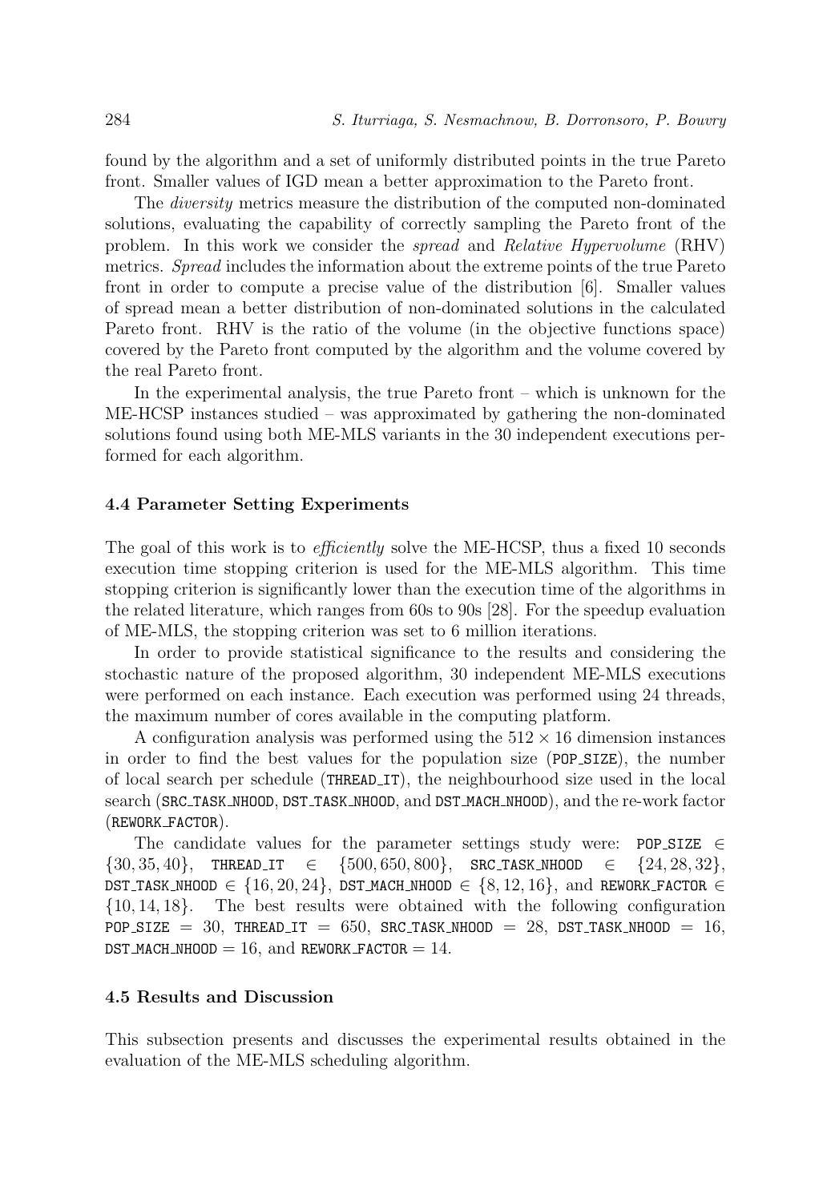found by the algorithm and a set of uniformly distributed points in the true Pareto front. Smaller values of IGD mean a better approximation to the Pareto front.

The *diversity* metrics measure the distribution of the computed non-dominated solutions, evaluating the capability of correctly sampling the Pareto front of the problem. In this work we consider the *spread* and *Relative Hypervolume* (RHV) metrics. *Spread* includes the information about the extreme points of the true Pareto front in order to compute a precise value of the distribution [6]. Smaller values of spread mean a better distribution of non-dominated solutions in the calculated Pareto front. RHV is the ratio of the volume (in the objective functions space) covered by the Pareto front computed by the algorithm and the volume covered by the real Pareto front.

In the experimental analysis, the true Pareto front – which is unknown for the ME-HCSP instances studied – was approximated by gathering the non-dominated solutions found using both ME-MLS variants in the 30 independent executions performed for each algorithm.

### 4.4 Parameter Setting Experiments

The goal of this work is to *efficiently* solve the ME-HCSP, thus a fixed 10 seconds execution time stopping criterion is used for the ME-MLS algorithm. This time stopping criterion is significantly lower than the execution time of the algorithms in the related literature, which ranges from 60s to 90s [28]. For the speedup evaluation of ME-MLS, the stopping criterion was set to 6 million iterations.

In order to provide statistical significance to the results and considering the stochastic nature of the proposed algorithm, 30 independent ME-MLS executions were performed on each instance. Each execution was performed using 24 threads, the maximum number of cores available in the computing platform.

A configuration analysis was performed using the $512 \times 16$ dimension instances in order to find the best values for the population size (`POP_SIZE`), the number of local search per schedule (`THREAD_IT`), the neighbourhood size used in the local search (`SRC_TASK_NHOOD`, `DST_TASK_NHOOD`, and `DST_MACH_NHOOD`), and the re-work factor (`REWORK_FACTOR`).

The candidate values for the parameter settings study were: `POP_SIZE` $\in \{30, 35, 40\}$, `THREAD_IT` $\in \{500, 650, 800\}$, `SRC_TASK_NHOOD` $\in \{24, 28, 32\}$, `DST_TASK_NHOOD` $\in \{16, 20, 24\}$, `DST_MACH_NHOOD` $\in \{8, 12, 16\}$, and `REWORK_FACTOR` $\in \{10, 14, 18\}$. The best results were obtained with the following configuration `POP_SIZE` $= 30$, `THREAD_IT` $= 650$, `SRC_TASK_NHOOD` $= 28$, `DST_TASK_NHOOD` $= 16$, `DST_MACH_NHOOD` $= 16$, and `REWORK_FACTOR` $= 14$.

### 4.5 Results and Discussion

This subsection presents and discusses the experimental results obtained in the evaluation of the ME-MLS scheduling algorithm.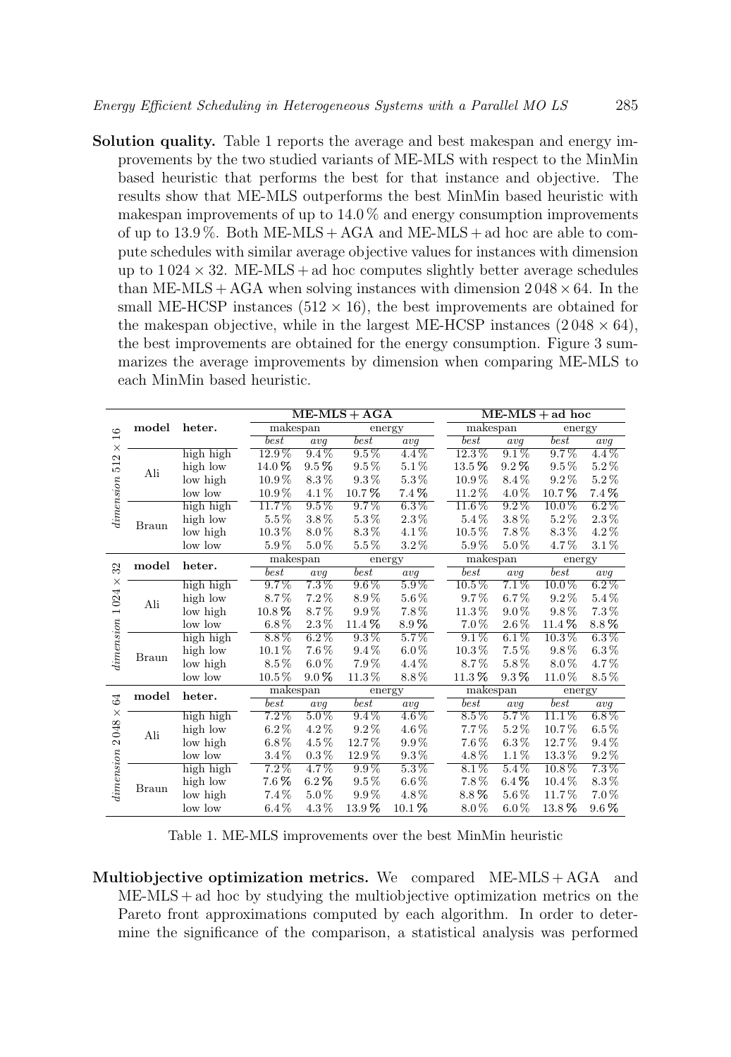**Solution quality.** Table 1 reports the average and best makespan and energy improvements by the two studied variants of ME-MLS with respect to the MinMin based heuristic that performs the best for that instance and objective. The results show that ME-MLS outperforms the best MinMin based heuristic with makespan improvements of up to 14.0 % and energy consumption improvements of up to 13.9 %. Both ME-MLS + AGA and ME-MLS + ad hoc are able to compute schedules with similar average objective values for instances with dimension up to $1\,024 \times 32$. ME-MLS + ad hoc computes slightly better average schedules than ME-MLS + AGA when solving instances with dimension $2\,048 \times 64$. In the small ME-HCSP instances ($512 \times 16$), the best improvements are obtained for the makespan objective, while in the largest ME-HCSP instances ($2\,048 \times 64$), the best improvements are obtained for the energy consumption. Figure 3 summarizes the average improvements by dimension when comparing ME-MLS to each MinMin based heuristic.

| dimension | model | heter. | ME-MLS + AGA | | | | ME-MLS + ad hoc | | | |
|---|---|---|---|---|---|---|---|---|---|---|
| | | | makespan | | energy | | makespan | | energy | |
| | | | *best* | *avg* | *best* | *avg* | *best* | *avg* | *best* | *avg* |
| $512 \times 16$ | Ali | high high | 12.9 % | 9.4 % | 9.5 % | 4.4 % | 12.3 % | 9.1 % | 9.7 % | 4.4 % |
| | | high low | **14.0 %** | **9.5 %** | 9.5 % | 5.1 % | **13.5 %** | **9.2 %** | 9.5 % | 5.2 % |
| | | low high | 10.9 % | 8.3 % | 9.3 % | 5.3 % | 10.9 % | 8.4 % | 9.2 % | 5.2 % |
| | | low low | 10.9 % | 4.1 % | **10.7 %** | **7.4 %** | 11.2 % | 4.0 % | **10.7 %** | **7.4 %** |
| | Braun | high high | 11.7 % | 9.5 % | 9.7 % | 6.3 % | 11.6 % | 9.2 % | 10.0 % | 6.2 % |
| | | high low | 5.5 % | 3.8 % | 5.3 % | 2.3 % | 5.4 % | 3.8 % | 5.2 % | 2.3 % |
| | | low high | 10.3 % | 8.0 % | 8.3 % | 4.1 % | 10.5 % | 7.8 % | 8.3 % | 4.2 % |
| | | low low | 5.9 % | 5.0 % | 5.5 % | 3.2 % | 5.9 % | 5.0 % | 4.7 % | 3.1 % |
| $1\,024 \times 32$ | Ali | high high | 9.7 % | 7.3 % | 9.6 % | 5.9 % | 10.5 % | 7.1 % | 10.0 % | 6.2 % |
| | | high low | 8.7 % | 7.2 % | 8.9 % | 5.6 % | 9.7 % | 6.7 % | 9.2 % | 5.4 % |
| | | low high | **10.8 %** | 8.7 % | 9.9 % | 7.8 % | 11.3 % | 9.0 % | 9.8 % | 7.3 % |
| | | low low | 6.8 % | 2.3 % | **11.4 %** | **8.9 %** | 7.0 % | 2.6 % | **11.4 %** | **8.8 %** |
| | Braun | high high | 8.8 % | 6.2 % | 9.3 % | 5.7 % | 9.1 % | 6.1 % | 10.3 % | 6.3 % |
| | | high low | 10.1 % | 7.6 % | 9.4 % | 6.0 % | 10.3 % | 7.5 % | 9.8 % | 6.3 % |
| | | low high | 8.5 % | 6.0 % | 7.9 % | 4.4 % | 8.7 % | 5.8 % | 8.0 % | 4.7 % |
| | | low low | 10.5 % | **9.0 %** | 11.3 % | 8.8 % | **11.3 %** | **9.3 %** | 11.0 % | 8.5 % |
| $2\,048 \times 64$ | Ali | high high | 7.2 % | 5.0 % | 9.4 % | 4.6 % | 8.5 % | 5.7 % | 11.1 % | 6.8 % |
| | | high low | 6.2 % | 4.2 % | 9.2 % | 4.6 % | 7.7 % | 5.2 % | 10.7 % | 6.5 % |
| | | low high | 6.8 % | 4.5 % | 12.7 % | 9.9 % | 7.6 % | 6.3 % | 12.7 % | 9.4 % |
| | | low low | 3.4 % | 0.3 % | 12.9 % | 9.3 % | 4.8 % | 1.1 % | 13.3 % | 9.2 % |
| | Braun | high high | 7.2 % | 4.7 % | 9.9 % | 5.3 % | 8.1 % | 5.4 % | 10.8 % | 7.3 % |
| | | high low | **7.6 %** | **6.2 %** | 9.5 % | 6.6 % | 7.8 % | **6.4 %** | 10.4 % | 8.3 % |
| | | low high | 7.4 % | 5.0 % | 9.9 % | 4.8 % | **8.8 %** | 5.6 % | 11.7 % | 7.0 % |
| | | low low | 6.4 % | 4.3 % | **13.9 %** | **10.1 %** | 8.0 % | 6.0 % | **13.8 %** | **9.6 %** |

Table 1. ME-MLS improvements over the best MinMin heuristic

**Multiobjective optimization metrics.** We compared ME-MLS + AGA and ME-MLS + ad hoc by studying the multiobjective optimization metrics on the Pareto front approximations computed by each algorithm. In order to determine the significance of the comparison, a statistical analysis was performed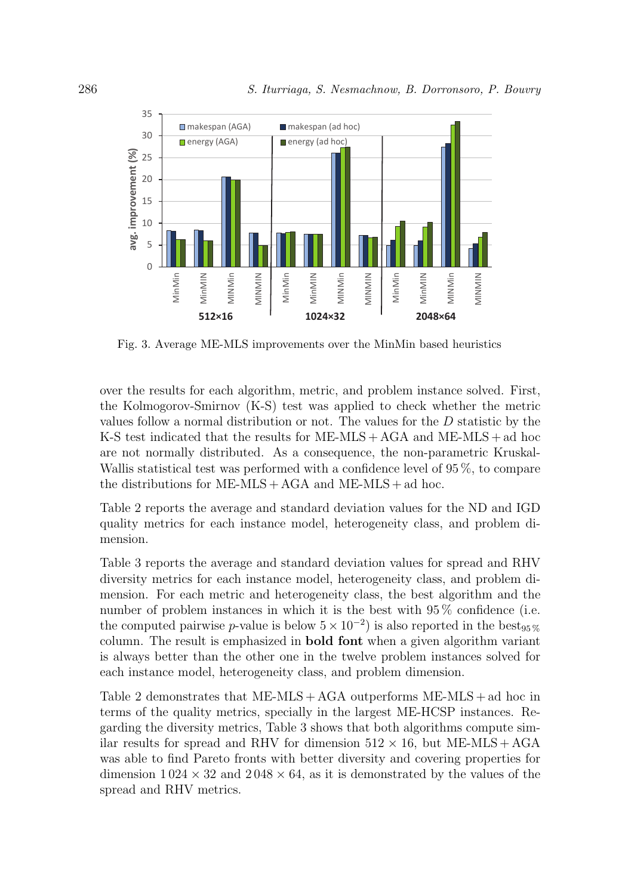Fig. 3. Average ME-MLS improvements over the MinMin based heuristics

over the results for each algorithm, metric, and problem instance solved. First, the Kolmogorov-Smirnov (K-S) test was applied to check whether the metric values follow a normal distribution or not. The values for the $D$ statistic by the K-S test indicated that the results for ME-MLS + AGA and ME-MLS + ad hoc are not normally distributed. As a consequence, the non-parametric Kruskal-Wallis statistical test was performed with a confidence level of 95 %, to compare the distributions for ME-MLS + AGA and ME-MLS + ad hoc.

Table 2 reports the average and standard deviation values for the ND and IGD quality metrics for each instance model, heterogeneity class, and problem dimension.

Table 3 reports the average and standard deviation values for spread and RHV diversity metrics for each instance model, heterogeneity class, and problem dimension. For each metric and heterogeneity class, the best algorithm and the number of problem instances in which it is the best with 95 % confidence (i.e. the computed pairwise $p$-value is below $5 \times 10^{-2}$) is also reported in the best$_{95\,\%}$ column. The result is emphasized in **bold font** when a given algorithm variant is always better than the other one in the twelve problem instances solved for each instance model, heterogeneity class, and problem dimension.

Table 2 demonstrates that ME-MLS + AGA outperforms ME-MLS + ad hoc in terms of the quality metrics, specially in the largest ME-HCSP instances. Regarding the diversity metrics, Table 3 shows that both algorithms compute similar results for spread and RHV for dimension $512 \times 16$, but ME-MLS + AGA was able to find Pareto fronts with better diversity and covering properties for dimension $1\,024 \times 32$ and $2\,048 \times 64$, as it is demonstrated by the values of the spread and RHV metrics.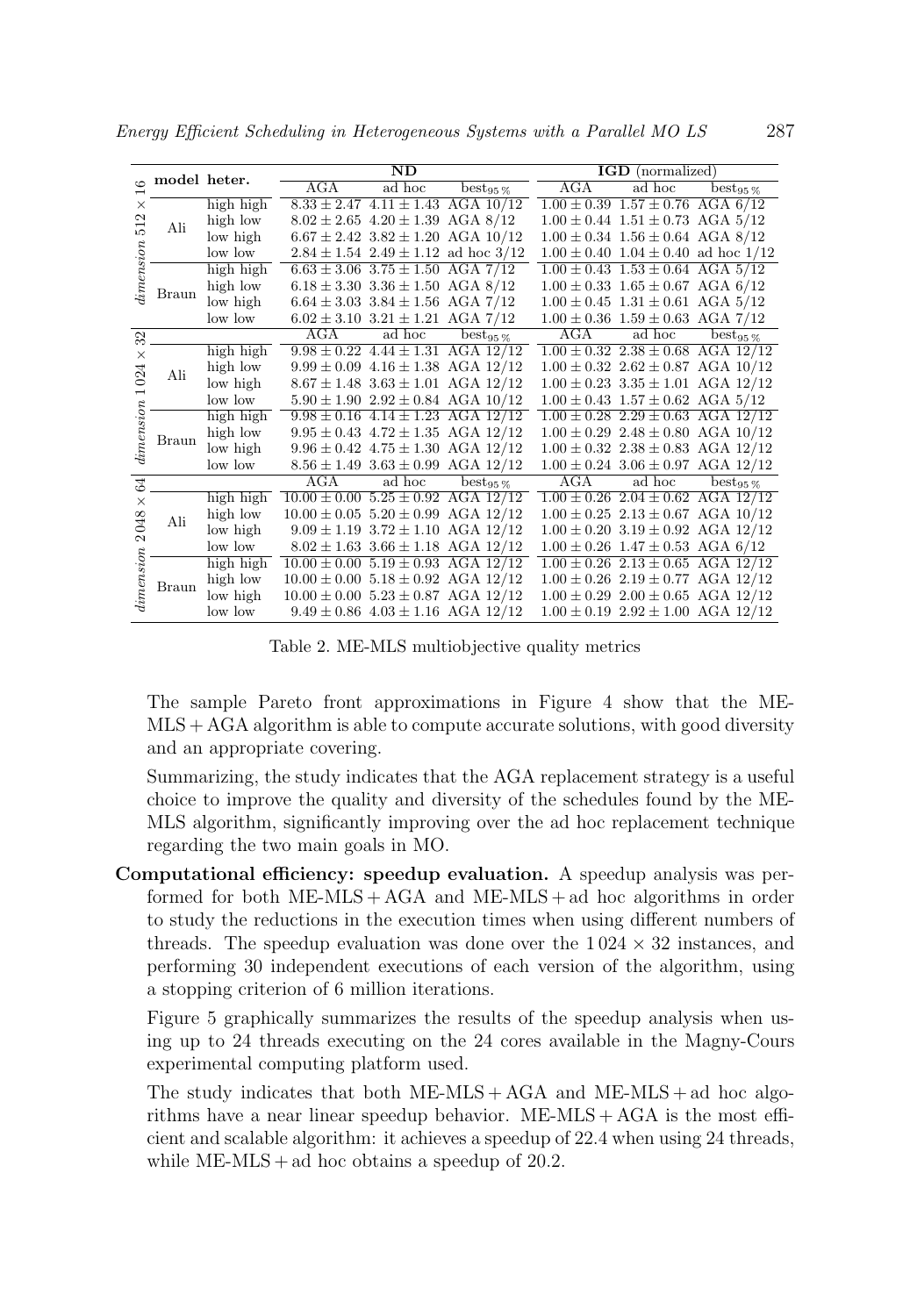| | model | heter. | ND | | | IGD (normalized) | | |
|---|---|---|---|---|---|---|---|---|
| *dimension* $512 \times 16$ | | | AGA | ad hoc | $\text{best}_{95\,\%}$ | AGA | ad hoc | $\text{best}_{95\,\%}$ |
| | Ali | high high | $8.33 \pm 2.47$ | $4.11 \pm 1.43$ | AGA 10/12 | $1.00 \pm 0.39$ | $1.57 \pm 0.76$ | AGA 6/12 |
| | | high low | $8.02 \pm 2.65$ | $4.20 \pm 1.39$ | AGA 8/12 | $1.00 \pm 0.44$ | $1.51 \pm 0.73$ | AGA 5/12 |
| | | low high | $6.67 \pm 2.42$ | $3.82 \pm 1.20$ | AGA 10/12 | $1.00 \pm 0.34$ | $1.56 \pm 0.64$ | AGA 8/12 |
| | | low low | $2.84 \pm 1.54$ | $2.49 \pm 1.12$ | ad hoc 3/12 | $1.00 \pm 0.40$ | $1.04 \pm 0.40$ | ad hoc 1/12 |
| | Braun | high high | $6.63 \pm 3.06$ | $3.75 \pm 1.50$ | AGA 7/12 | $1.00 \pm 0.43$ | $1.53 \pm 0.64$ | AGA 5/12 |
| | | high low | $6.18 \pm 3.30$ | $3.36 \pm 1.50$ | AGA 8/12 | $1.00 \pm 0.33$ | $1.65 \pm 0.67$ | AGA 6/12 |
| | | low high | $6.64 \pm 3.03$ | $3.84 \pm 1.56$ | AGA 7/12 | $1.00 \pm 0.45$ | $1.31 \pm 0.61$ | AGA 5/12 |
| | | low low | $6.02 \pm 3.10$ | $3.21 \pm 1.21$ | AGA 7/12 | $1.00 \pm 0.36$ | $1.59 \pm 0.63$ | AGA 7/12 |
| *dimension* $1\,024 \times 32$ | | | AGA | ad hoc | $\text{best}_{95\,\%}$ | AGA | ad hoc | $\text{best}_{95\,\%}$ |
| | Ali | high high | $9.98 \pm 0.22$ | $4.44 \pm 1.31$ | AGA 12/12 | $1.00 \pm 0.32$ | $2.38 \pm 0.68$ | AGA 12/12 |
| | | high low | $9.99 \pm 0.09$ | $4.16 \pm 1.38$ | AGA 12/12 | $1.00 \pm 0.32$ | $2.62 \pm 0.87$ | AGA 10/12 |
| | | low high | $8.67 \pm 1.48$ | $3.63 \pm 1.01$ | AGA 12/12 | $1.00 \pm 0.23$ | $3.35 \pm 1.01$ | AGA 12/12 |
| | | low low | $5.90 \pm 1.90$ | $2.92 \pm 0.84$ | AGA 10/12 | $1.00 \pm 0.43$ | $1.57 \pm 0.62$ | AGA 5/12 |
| | Braun | high high | $9.98 \pm 0.16$ | $4.14 \pm 1.23$ | AGA 12/12 | $1.00 \pm 0.28$ | $2.29 \pm 0.63$ | AGA 12/12 |
| | | high low | $9.95 \pm 0.43$ | $4.72 \pm 1.35$ | AGA 12/12 | $1.00 \pm 0.29$ | $2.48 \pm 0.80$ | AGA 10/12 |
| | | low high | $9.96 \pm 0.42$ | $4.75 \pm 1.30$ | AGA 12/12 | $1.00 \pm 0.32$ | $2.38 \pm 0.83$ | AGA 12/12 |
| | | low low | $8.56 \pm 1.49$ | $3.63 \pm 0.99$ | AGA 12/12 | $1.00 \pm 0.24$ | $3.06 \pm 0.97$ | AGA 12/12 |
| *dimension* $2\,048 \times 64$ | | | AGA | ad hoc | $\text{best}_{95\,\%}$ | AGA | ad hoc | $\text{best}_{95\,\%}$ |
| | Ali | high high | $10.00 \pm 0.00$ | $5.25 \pm 0.92$ | AGA 12/12 | $1.00 \pm 0.26$ | $2.04 \pm 0.62$ | AGA 12/12 |
| | | high low | $10.00 \pm 0.05$ | $5.20 \pm 0.99$ | AGA 12/12 | $1.00 \pm 0.25$ | $2.13 \pm 0.67$ | AGA 10/12 |
| | | low high | $9.09 \pm 1.19$ | $3.72 \pm 1.10$ | AGA 12/12 | $1.00 \pm 0.20$ | $3.19 \pm 0.92$ | AGA 12/12 |
| | | low low | $8.02 \pm 1.63$ | $3.66 \pm 1.18$ | AGA 12/12 | $1.00 \pm 0.26$ | $1.47 \pm 0.53$ | AGA 6/12 |
| | Braun | high high | $10.00 \pm 0.00$ | $5.19 \pm 0.93$ | AGA 12/12 | $1.00 \pm 0.26$ | $2.13 \pm 0.65$ | AGA 12/12 |
| | | high low | $10.00 \pm 0.00$ | $5.18 \pm 0.92$ | AGA 12/12 | $1.00 \pm 0.26$ | $2.19 \pm 0.77$ | AGA 12/12 |
| | | low high | $10.00 \pm 0.00$ | $5.23 \pm 0.87$ | AGA 12/12 | $1.00 \pm 0.29$ | $2.00 \pm 0.65$ | AGA 12/12 |
| | | low low | $9.49 \pm 0.86$ | $4.03 \pm 1.16$ | AGA 12/12 | $1.00 \pm 0.19$ | $2.92 \pm 1.00$ | AGA 12/12 |

Table 2. ME-MLS multiobjective quality metrics

The sample Pareto front approximations in Figure 4 show that the ME-MLS + AGA algorithm is able to compute accurate solutions, with good diversity and an appropriate covering.

Summarizing, the study indicates that the AGA replacement strategy is a useful choice to improve the quality and diversity of the schedules found by the ME-MLS algorithm, significantly improving over the ad hoc replacement technique regarding the two main goals in MO.

**Computational efficiency: speedup evaluation.** A speedup analysis was performed for both ME-MLS + AGA and ME-MLS + ad hoc algorithms in order to study the reductions in the execution times when using different numbers of threads. The speedup evaluation was done over the $1\,024 \times 32$ instances, and performing 30 independent executions of each version of the algorithm, using a stopping criterion of 6 million iterations.

Figure 5 graphically summarizes the results of the speedup analysis when using up to 24 threads executing on the 24 cores available in the Magny-Cours experimental computing platform used.

The study indicates that both ME-MLS + AGA and ME-MLS + ad hoc algorithms have a near linear speedup behavior. ME-MLS + AGA is the most efficient and scalable algorithm: it achieves a speedup of 22.4 when using 24 threads, while ME-MLS + ad hoc obtains a speedup of 20.2.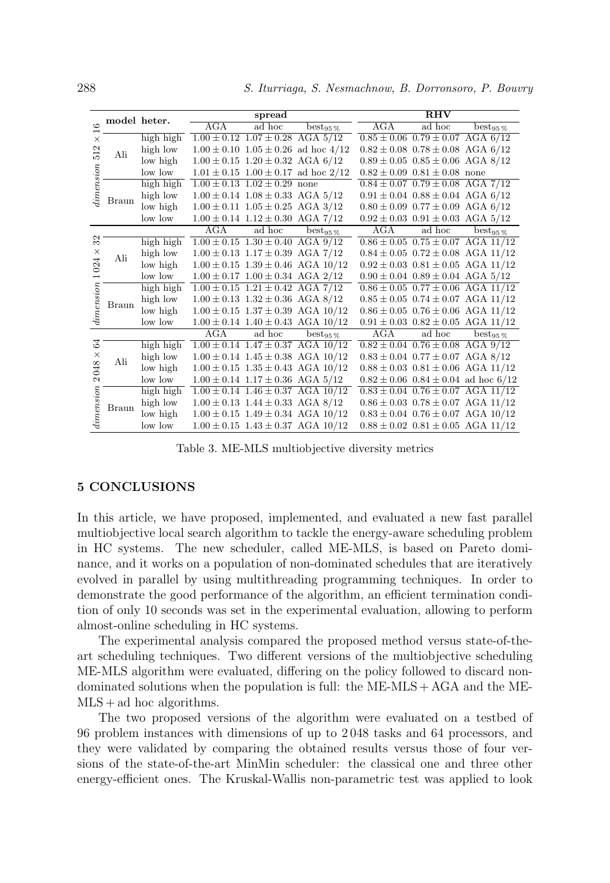| | model | heter. | spread | | | RHV | | |
|---|---|---|---|---|---|---|---|---|
| *dimension* 512 × 16 | | | AGA | ad hoc | $best_{95\%}$ | AGA | ad hoc | $best_{95\%}$ |
| | Ali | high high | $1.00 \pm 0.12$ | $1.07 \pm 0.28$ | AGA 5/12 | $0.85 \pm 0.06$ | $0.79 \pm 0.07$ | AGA 6/12 |
| | | high low | $1.00 \pm 0.10$ | $1.05 \pm 0.26$ | ad hoc 4/12 | $0.82 \pm 0.08$ | $0.78 \pm 0.08$ | AGA 6/12 |
| | | low high | $1.00 \pm 0.15$ | $1.20 \pm 0.32$ | AGA 6/12 | $0.89 \pm 0.05$ | $0.85 \pm 0.06$ | AGA 8/12 |
| | | low low | $1.01 \pm 0.15$ | $1.00 \pm 0.17$ | ad hoc 2/12 | $0.82 \pm 0.09$ | $0.81 \pm 0.08$ | none |
| | Braun | high high | $1.00 \pm 0.13$ | $1.02 \pm 0.29$ | none | $0.84 \pm 0.07$ | $0.79 \pm 0.08$ | AGA 7/12 |
| | | high low | $1.00 \pm 0.14$ | $1.08 \pm 0.33$ | AGA 5/12 | $0.91 \pm 0.04$ | $0.88 \pm 0.04$ | AGA 6/12 |
| | | low high | $1.00 \pm 0.11$ | $1.05 \pm 0.25$ | AGA 3/12 | $0.80 \pm 0.09$ | $0.77 \pm 0.09$ | AGA 6/12 |
| | | low low | $1.00 \pm 0.14$ | $1.12 \pm 0.30$ | AGA 7/12 | $0.92 \pm 0.03$ | $0.91 \pm 0.03$ | AGA 5/12 |
| *dimension* 1024 × 32 | | | AGA | ad hoc | $best_{95\%}$ | AGA | ad hoc | $best_{95\%}$ |
| | Ali | high high | $1.00 \pm 0.15$ | $1.30 \pm 0.40$ | AGA 9/12 | $0.86 \pm 0.05$ | $0.75 \pm 0.07$ | AGA 11/12 |
| | | high low | $1.00 \pm 0.13$ | $1.17 \pm 0.39$ | AGA 7/12 | $0.84 \pm 0.05$ | $0.72 \pm 0.08$ | AGA 11/12 |
| | | low high | $1.00 \pm 0.15$ | $1.39 \pm 0.46$ | AGA 10/12 | $0.92 \pm 0.03$ | $0.81 \pm 0.05$ | AGA 11/12 |
| | | low low | $1.00 \pm 0.17$ | $1.00 \pm 0.34$ | AGA 2/12 | $0.90 \pm 0.04$ | $0.89 \pm 0.04$ | AGA 5/12 |
| | Braun | high high | $1.00 \pm 0.15$ | $1.21 \pm 0.42$ | AGA 7/12 | $0.86 \pm 0.05$ | $0.77 \pm 0.06$ | AGA 11/12 |
| | | high low | $1.00 \pm 0.13$ | $1.32 \pm 0.36$ | AGA 8/12 | $0.85 \pm 0.05$ | $0.74 \pm 0.07$ | AGA 11/12 |
| | | low high | $1.00 \pm 0.15$ | $1.37 \pm 0.39$ | AGA 10/12 | $0.86 \pm 0.05$ | $0.76 \pm 0.06$ | AGA 11/12 |
| | | low low | $1.00 \pm 0.14$ | $1.40 \pm 0.43$ | AGA 10/12 | $0.91 \pm 0.03$ | $0.82 \pm 0.05$ | AGA 11/12 |
| *dimension* 2048 × 64 | | | AGA | ad hoc | $best_{95\%}$ | AGA | ad hoc | $best_{95\%}$ |
| | Ali | high high | $1.00 \pm 0.14$ | $1.47 \pm 0.37$ | AGA 10/12 | $0.82 \pm 0.04$ | $0.76 \pm 0.08$ | AGA 9/12 |
| | | high low | $1.00 \pm 0.14$ | $1.45 \pm 0.38$ | AGA 10/12 | $0.83 \pm 0.04$ | $0.77 \pm 0.07$ | AGA 8/12 |
| | | low high | $1.00 \pm 0.15$ | $1.35 \pm 0.43$ | AGA 10/12 | $0.88 \pm 0.03$ | $0.81 \pm 0.06$ | AGA 11/12 |
| | | low low | $1.00 \pm 0.14$ | $1.17 \pm 0.36$ | AGA 5/12 | $0.82 \pm 0.06$ | $0.84 \pm 0.04$ | ad hoc 6/12 |
| | Braun | high high | $1.00 \pm 0.14$ | $1.46 \pm 0.37$ | AGA 10/12 | $0.83 \pm 0.04$ | $0.76 \pm 0.07$ | AGA 11/12 |
| | | high low | $1.00 \pm 0.13$ | $1.44 \pm 0.33$ | AGA 8/12 | $0.86 \pm 0.03$ | $0.78 \pm 0.07$ | AGA 11/12 |
| | | low high | $1.00 \pm 0.15$ | $1.49 \pm 0.34$ | AGA 10/12 | $0.83 \pm 0.04$ | $0.76 \pm 0.07$ | AGA 10/12 |
| | | low low | $1.00 \pm 0.15$ | $1.43 \pm 0.37$ | AGA 10/12 | $0.88 \pm 0.02$ | $0.81 \pm 0.05$ | AGA 11/12 |

Table 3. ME-MLS multiobjective diversity metrics

## 5 CONCLUSIONS

In this article, we have proposed, implemented, and evaluated a new fast parallel multiobjective local search algorithm to tackle the energy-aware scheduling problem in HC systems. The new scheduler, called ME-MLS, is based on Pareto dominance, and it works on a population of non-dominated schedules that are iteratively evolved in parallel by using multithreading programming techniques. In order to demonstrate the good performance of the algorithm, an efficient termination condition of only 10 seconds was set in the experimental evaluation, allowing to perform almost-online scheduling in HC systems.

The experimental analysis compared the proposed method versus state-of-the-art scheduling techniques. Two different versions of the multiobjective scheduling ME-MLS algorithm were evaluated, differing on the policy followed to discard non-dominated solutions when the population is full: the ME-MLS + AGA and the ME-MLS + ad hoc algorithms.

The two proposed versions of the algorithm were evaluated on a testbed of 96 problem instances with dimensions of up to 2 048 tasks and 64 processors, and they were validated by comparing the obtained results versus those of four versions of the state-of-the-art MinMin scheduler: the classical one and three other energy-efficient ones. The Kruskal-Wallis non-parametric test was applied to look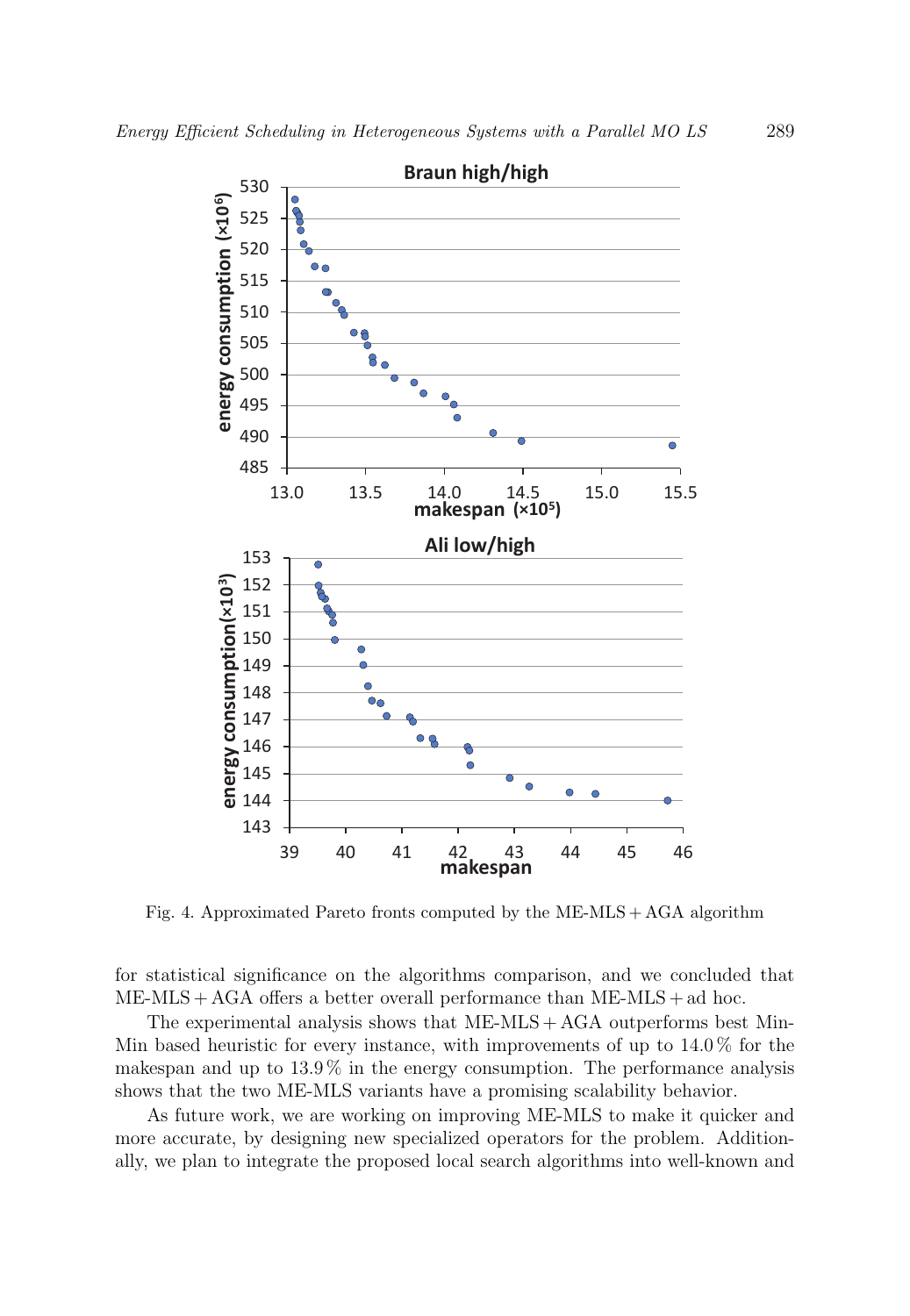Fig. 4. Approximated Pareto fronts computed by the ME-MLS + AGA algorithm

for statistical significance on the algorithms comparison, and we concluded that ME-MLS + AGA offers a better overall performance than ME-MLS + ad hoc.

The experimental analysis shows that ME-MLS + AGA outperforms best Min-Min based heuristic for every instance, with improvements of up to 14.0 % for the makespan and up to 13.9 % in the energy consumption. The performance analysis shows that the two ME-MLS variants have a promising scalability behavior.

As future work, we are working on improving ME-MLS to make it quicker and more accurate, by designing new specialized operators for the problem. Additionally, we plan to integrate the proposed local search algorithms into well-known and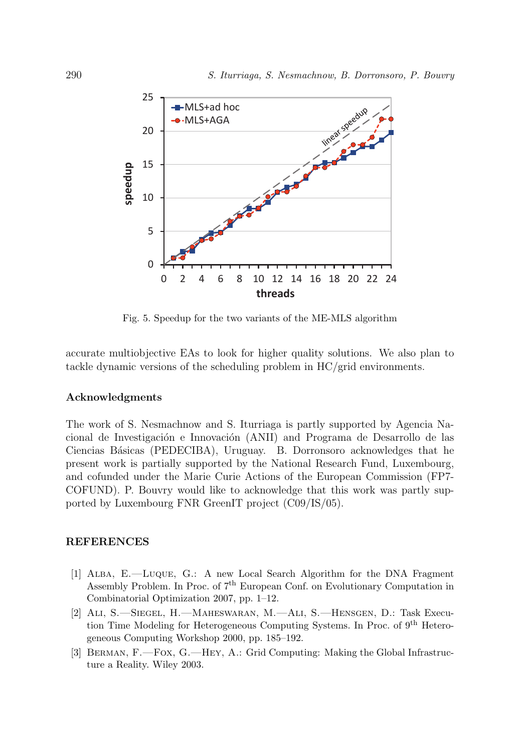Fig. 5. Speedup for the two variants of the ME-MLS algorithm

accurate multiobjective EAs to look for higher quality solutions. We also plan to tackle dynamic versions of the scheduling problem in HC/grid environments.

### Acknowledgments

The work of S. Nesmachnow and S. Iturriaga is partly supported by Agencia Nacional de Investigación e Innovación (ANII) and Programa de Desarrollo de las Ciencias Básicas (PEDECIBA), Uruguay. B. Dorronsoro acknowledges that he present work is partially supported by the National Research Fund, Luxembourg, and cofunded under the Marie Curie Actions of the European Commission (FP7-COFUND). P. Bouvry would like to acknowledge that this work was partly supported by Luxembourg FNR GreenIT project (C09/IS/05).

## REFERENCES

[1] Alba, E.—Luque, G.: A new Local Search Algorithm for the DNA Fragment Assembly Problem. In Proc. of 7th European Conf. on Evolutionary Computation in Combinatorial Optimization 2007, pp. 1–12.

[2] Ali, S.—Siegel, H.—Maheswaran, M.—Ali, S.—Hensgen, D.: Task Execution Time Modeling for Heterogeneous Computing Systems. In Proc. of 9th Heterogeneous Computing Workshop 2000, pp. 185–192.

[3] Berman, F.—Fox, G.—Hey, A.: Grid Computing: Making the Global Infrastructure a Reality. Wiley 2003.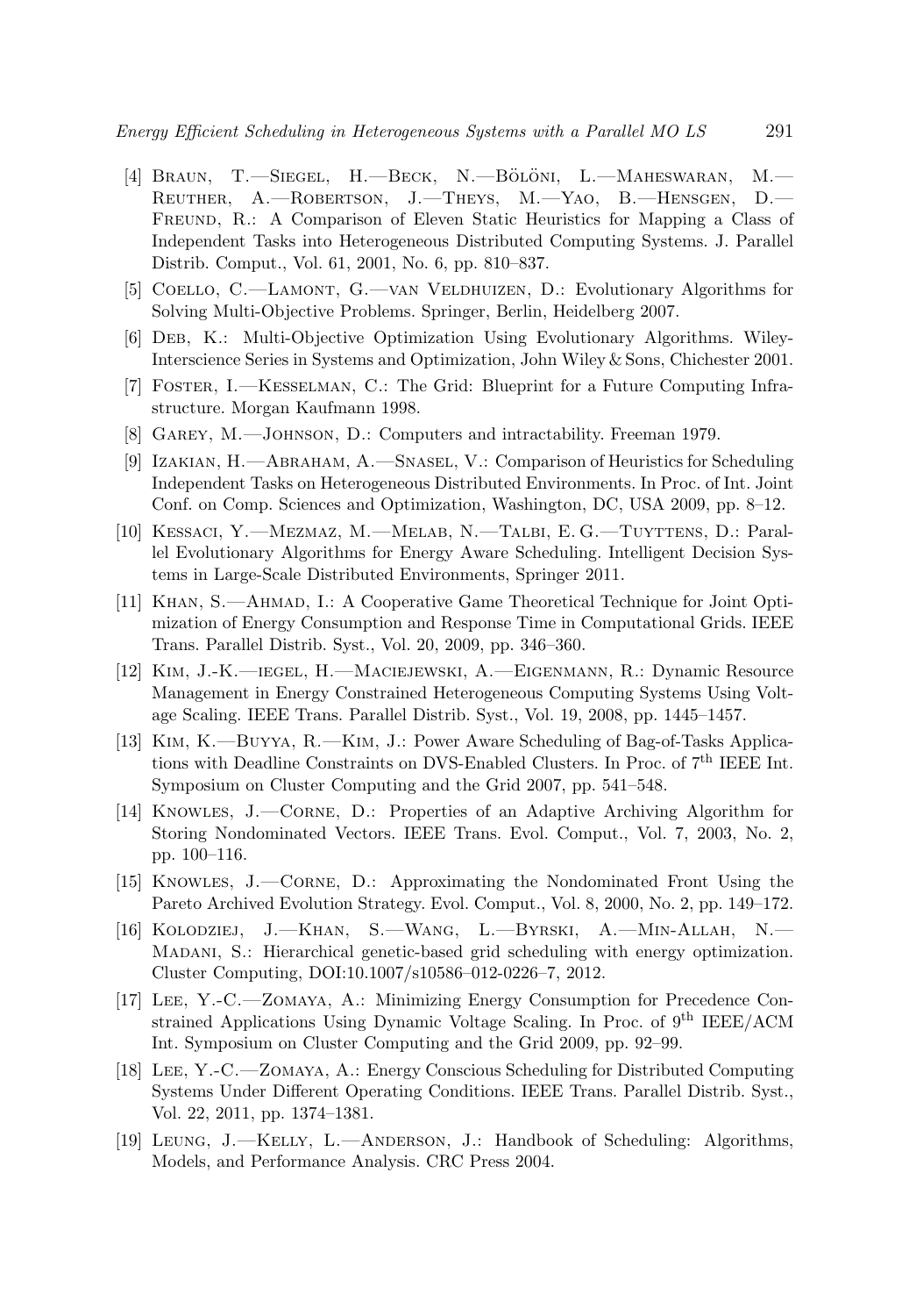[4] Braun, T.—Siegel, H.—Beck, N.—Bölöni, L.—Maheswaran, M.—Reuther, A.—Robertson, J.—Theys, M.—Yao, B.—Hensgen, D.—Freund, R.: A Comparison of Eleven Static Heuristics for Mapping a Class of Independent Tasks into Heterogeneous Distributed Computing Systems. J. Parallel Distrib. Comput., Vol. 61, 2001, No. 6, pp. 810–837.

[5] Coello, C.—Lamont, G.—van Veldhuizen, D.: Evolutionary Algorithms for Solving Multi-Objective Problems. Springer, Berlin, Heidelberg 2007.

[6] Deb, K.: Multi-Objective Optimization Using Evolutionary Algorithms. Wiley-Interscience Series in Systems and Optimization, John Wiley & Sons, Chichester 2001.

[7] Foster, I.—Kesselman, C.: The Grid: Blueprint for a Future Computing Infrastructure. Morgan Kaufmann 1998.

[8] Garey, M.—Johnson, D.: Computers and intractability. Freeman 1979.

[9] Izakian, H.—Abraham, A.—Snasel, V.: Comparison of Heuristics for Scheduling Independent Tasks on Heterogeneous Distributed Environments. In Proc. of Int. Joint Conf. on Comp. Sciences and Optimization, Washington, DC, USA 2009, pp. 8–12.

[10] Kessaci, Y.—Mezmaz, M.—Melab, N.—Talbi, E. G.—Tuyttens, D.: Parallel Evolutionary Algorithms for Energy Aware Scheduling. Intelligent Decision Systems in Large-Scale Distributed Environments, Springer 2011.

[11] Khan, S.—Ahmad, I.: A Cooperative Game Theoretical Technique for Joint Optimization of Energy Consumption and Response Time in Computational Grids. IEEE Trans. Parallel Distrib. Syst., Vol. 20, 2009, pp. 346–360.

[12] Kim, J.-K.—iegel, H.—Maciejewski, A.—Eigenmann, R.: Dynamic Resource Management in Energy Constrained Heterogeneous Computing Systems Using Voltage Scaling. IEEE Trans. Parallel Distrib. Syst., Vol. 19, 2008, pp. 1445–1457.

[13] Kim, K.—Buyya, R.—Kim, J.: Power Aware Scheduling of Bag-of-Tasks Applications with Deadline Constraints on DVS-Enabled Clusters. In Proc. of 7th IEEE Int. Symposium on Cluster Computing and the Grid 2007, pp. 541–548.

[14] Knowles, J.—Corne, D.: Properties of an Adaptive Archiving Algorithm for Storing Nondominated Vectors. IEEE Trans. Evol. Comput., Vol. 7, 2003, No. 2, pp. 100–116.

[15] Knowles, J.—Corne, D.: Approximating the Nondominated Front Using the Pareto Archived Evolution Strategy. Evol. Comput., Vol. 8, 2000, No. 2, pp. 149–172.

[16] Kolodziej, J.—Khan, S.—Wang, L.—Byrski, A.—Min-Allah, N.—Madani, S.: Hierarchical genetic-based grid scheduling with energy optimization. Cluster Computing, DOI:10.1007/s10586–012-0226–7, 2012.

[17] Lee, Y.-C.—Zomaya, A.: Minimizing Energy Consumption for Precedence Constrained Applications Using Dynamic Voltage Scaling. In Proc. of 9th IEEE/ACM Int. Symposium on Cluster Computing and the Grid 2009, pp. 92–99.

[18] Lee, Y.-C.—Zomaya, A.: Energy Conscious Scheduling for Distributed Computing Systems Under Different Operating Conditions. IEEE Trans. Parallel Distrib. Syst., Vol. 22, 2011, pp. 1374–1381.

[19] Leung, J.—Kelly, L.—Anderson, J.: Handbook of Scheduling: Algorithms, Models, and Performance Analysis. CRC Press 2004.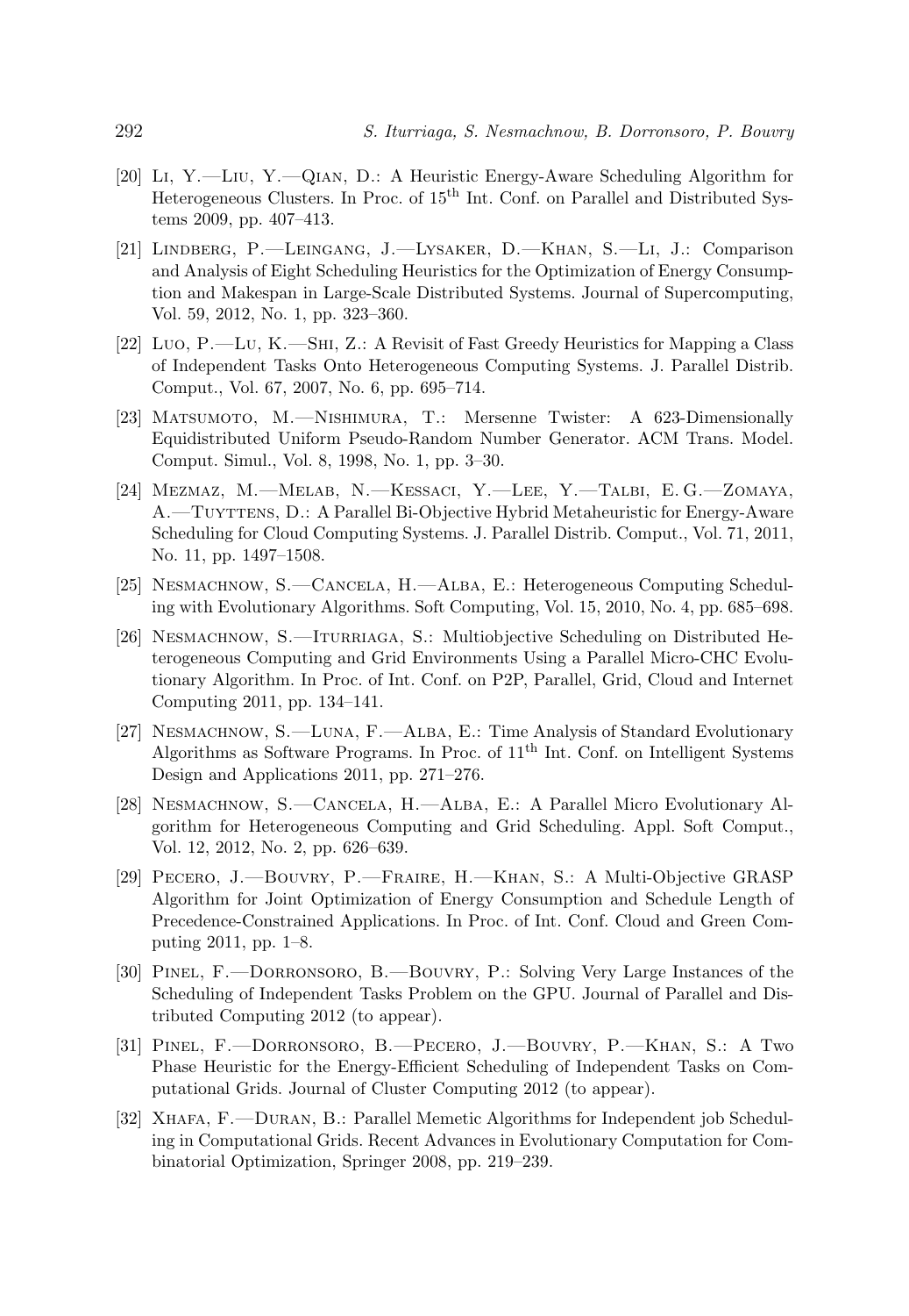[20] Li, Y.—Liu, Y.—Qian, D.: A Heuristic Energy-Aware Scheduling Algorithm for Heterogeneous Clusters. In Proc. of 15$^{th}$ Int. Conf. on Parallel and Distributed Systems 2009, pp. 407–413.

[21] Lindberg, P.—Leingang, J.—Lysaker, D.—Khan, S.—Li, J.: Comparison and Analysis of Eight Scheduling Heuristics for the Optimization of Energy Consumption and Makespan in Large-Scale Distributed Systems. Journal of Supercomputing, Vol. 59, 2012, No. 1, pp. 323–360.

[22] Luo, P.—Lu, K.—Shi, Z.: A Revisit of Fast Greedy Heuristics for Mapping a Class of Independent Tasks Onto Heterogeneous Computing Systems. J. Parallel Distrib. Comput., Vol. 67, 2007, No. 6, pp. 695–714.

[23] Matsumoto, M.—Nishimura, T.: Mersenne Twister: A 623-Dimensionally Equidistributed Uniform Pseudo-Random Number Generator. ACM Trans. Model. Comput. Simul., Vol. 8, 1998, No. 1, pp. 3–30.

[24] Mezmaz, M.—Melab, N.—Kessaci, Y.—Lee, Y.—Talbi, E. G.—Zomaya, A.—Tuyttens, D.: A Parallel Bi-Objective Hybrid Metaheuristic for Energy-Aware Scheduling for Cloud Computing Systems. J. Parallel Distrib. Comput., Vol. 71, 2011, No. 11, pp. 1497–1508.

[25] Nesmachnow, S.—Cancela, H.—Alba, E.: Heterogeneous Computing Scheduling with Evolutionary Algorithms. Soft Computing, Vol. 15, 2010, No. 4, pp. 685–698.

[26] Nesmachnow, S.—Iturriaga, S.: Multiobjective Scheduling on Distributed Heterogeneous Computing and Grid Environments Using a Parallel Micro-CHC Evolutionary Algorithm. In Proc. of Int. Conf. on P2P, Parallel, Grid, Cloud and Internet Computing 2011, pp. 134–141.

[27] Nesmachnow, S.—Luna, F.—Alba, E.: Time Analysis of Standard Evolutionary Algorithms as Software Programs. In Proc. of 11$^{th}$ Int. Conf. on Intelligent Systems Design and Applications 2011, pp. 271–276.

[28] Nesmachnow, S.—Cancela, H.—Alba, E.: A Parallel Micro Evolutionary Algorithm for Heterogeneous Computing and Grid Scheduling. Appl. Soft Comput., Vol. 12, 2012, No. 2, pp. 626–639.

[29] Pecero, J.—Bouvry, P.—Fraire, H.—Khan, S.: A Multi-Objective GRASP Algorithm for Joint Optimization of Energy Consumption and Schedule Length of Precedence-Constrained Applications. In Proc. of Int. Conf. Cloud and Green Computing 2011, pp. 1–8.

[30] Pinel, F.—Dorronsoro, B.—Bouvry, P.: Solving Very Large Instances of the Scheduling of Independent Tasks Problem on the GPU. Journal of Parallel and Distributed Computing 2012 (to appear).

[31] Pinel, F.—Dorronsoro, B.—Pecero, J.—Bouvry, P.—Khan, S.: A Two Phase Heuristic for the Energy-Efficient Scheduling of Independent Tasks on Computational Grids. Journal of Cluster Computing 2012 (to appear).

[32] Xhafa, F.—Duran, B.: Parallel Memetic Algorithms for Independent job Scheduling in Computational Grids. Recent Advances in Evolutionary Computation for Combinatorial Optimization, Springer 2008, pp. 219–239.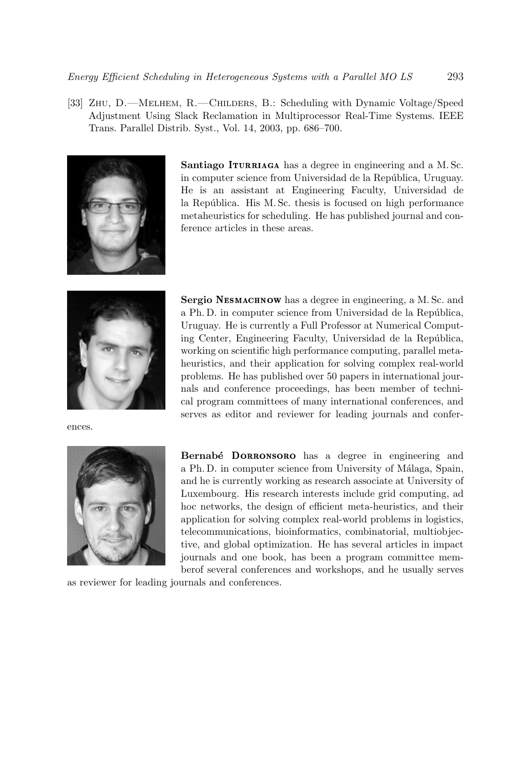[33] Zhu, D.—Melhem, R.—Childers, B.: Scheduling with Dynamic Voltage/Speed Adjustment Using Slack Reclamation in Multiprocessor Real-Time Systems. IEEE Trans. Parallel Distrib. Syst., Vol. 14, 2003, pp. 686–700.

**Santiago Iturriaga** has a degree in engineering and a M. Sc. in computer science from Universidad de la República, Uruguay. He is an assistant at Engineering Faculty, Universidad de la República. His M. Sc. thesis is focused on high performance metaheuristics for scheduling. He has published journal and conference articles in these areas.

**Sergio Nesmachnow** has a degree in engineering, a M. Sc. and a Ph. D. in computer science from Universidad de la República, Uruguay. He is currently a Full Professor at Numerical Computing Center, Engineering Faculty, Universidad de la República, working on scientific high performance computing, parallel metaheuristics, and their application for solving complex real-world problems. He has published over 50 papers in international journals and conference proceedings, has been member of technical program committees of many international conferences, and serves as editor and reviewer for leading journals and conferences.

**Bernabé Dorronsoro** has a degree in engineering and a Ph. D. in computer science from University of Málaga, Spain, and he is currently working as research associate at University of Luxembourg. His research interests include grid computing, ad hoc networks, the design of efficient meta-heuristics, and their application for solving complex real-world problems in logistics, telecommunications, bioinformatics, combinatorial, multiobjective, and global optimization. He has several articles in impact journals and one book, has been a program committee memberof several conferences and workshops, and he usually serves as reviewer for leading journals and conferences.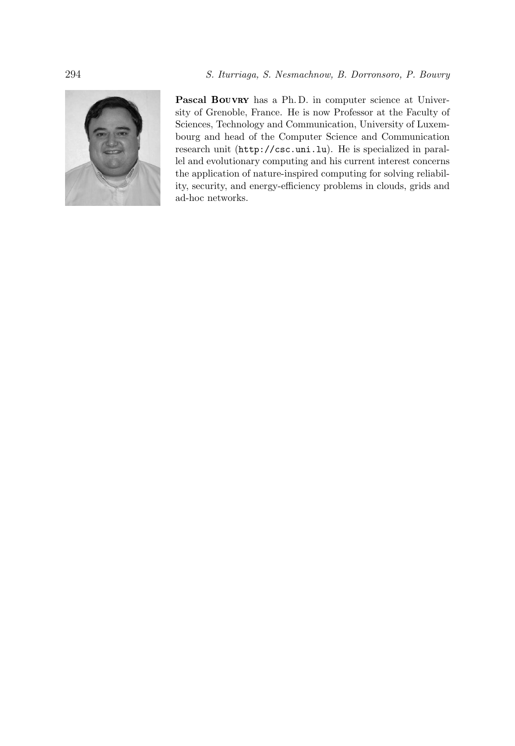**Pascal Bouvry** has a Ph. D. in computer science at University of Grenoble, France. He is now Professor at the Faculty of Sciences, Technology and Communication, University of Luxembourg and head of the Computer Science and Communication research unit (`http://csc.uni.lu`). He is specialized in parallel and evolutionary computing and his current interest concerns the application of nature-inspired computing for solving reliability, security, and energy-efficiency problems in clouds, grids and ad-hoc networks.